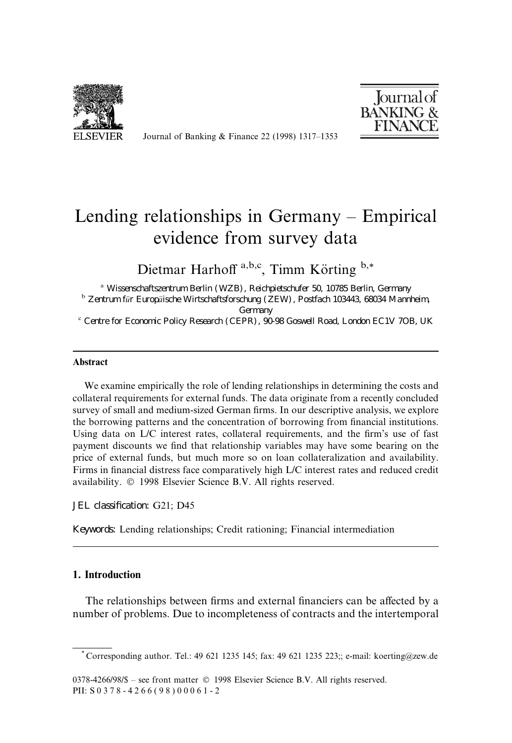# Lending relationships in Germany – Empirical evidence from survey data

Dietmar Harhoff [a,b,c], Timm Körting [b,*]

[a] Wissenschaftszentrum Berlin (WZB), Reichpietschufer 50, 10785 Berlin, Germany

[b] Zentrum für Europäische Wirtschaftsforschung (ZEW), Postfach 103443, 68034 Mannheim, Germany

[c] Centre for Economic Policy Research (CEPR), 90-98 Goswell Road, London EC1V 7OB, UK

---

**Abstract**

We examine empirically the role of lending relationships in determining the costs and collateral requirements for external funds. The data originate from a recently concluded survey of small and medium-sized German firms. In our descriptive analysis, we explore the borrowing patterns and the concentration of borrowing from financial institutions. Using data on L/C interest rates, collateral requirements, and the firm's use of fast payment discounts we find that relationship variables may have some bearing on the price of external funds, but much more so on loan collateralization and availability. Firms in financial distress face comparatively high L/C interest rates and reduced credit availability. © 1998 Elsevier Science B.V. All rights reserved.

*JEL classification:* G21; D45

*Keywords:* Lending relationships; Credit rationing; Financial intermediation

---

## 1. Introduction

The relationships between firms and external financiers can be affected by a number of problems. Due to incompleteness of contracts and the intertemporal

---

[*] Corresponding author. Tel.: 49 621 1235 145; fax: 49 621 1235 223;; e-mail: koerting@zew.de

0378-4266/98/$ – see front matter © 1998 Elsevier Science B.V. All rights reserved.
PII: S 0 3 7 8 - 4 2 6 6 ( 9 8 ) 0 0 0 6 1 - 2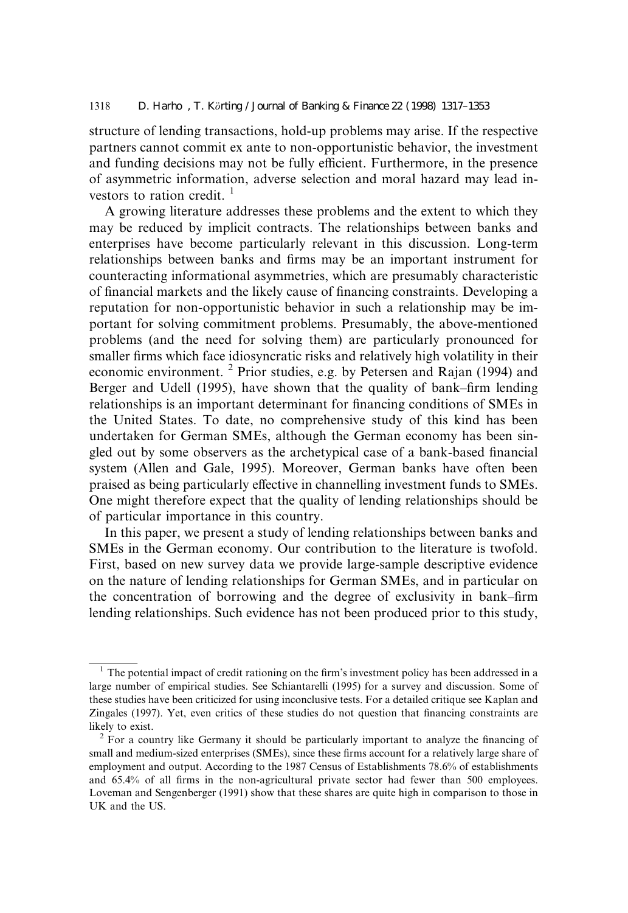structure of lending transactions, hold-up problems may arise. If the respective partners cannot commit ex ante to non-opportunistic behavior, the investment and funding decisions may not be fully efficient. Furthermore, in the presence of asymmetric information, adverse selection and moral hazard may lead investors to ration credit. [1]

A growing literature addresses these problems and the extent to which they may be reduced by implicit contracts. The relationships between banks and enterprises have become particularly relevant in this discussion. Long-term relationships between banks and firms may be an important instrument for counteracting informational asymmetries, which are presumably characteristic of financial markets and the likely cause of financing constraints. Developing a reputation for non-opportunistic behavior in such a relationship may be important for solving commitment problems. Presumably, the above-mentioned problems (and the need for solving them) are particularly pronounced for smaller firms which face idiosyncratic risks and relatively high volatility in their economic environment. [2] Prior studies, e.g. by Petersen and Rajan (1994) and Berger and Udell (1995), have shown that the quality of bank–firm lending relationships is an important determinant for financing conditions of SMEs in the United States. To date, no comprehensive study of this kind has been undertaken for German SMEs, although the German economy has been singled out by some observers as the archetypical case of a bank-based financial system (Allen and Gale, 1995). Moreover, German banks have often been praised as being particularly effective in channelling investment funds to SMEs. One might therefore expect that the quality of lending relationships should be of particular importance in this country.

In this paper, we present a study of lending relationships between banks and SMEs in the German economy. Our contribution to the literature is twofold. First, based on new survey data we provide large-sample descriptive evidence on the nature of lending relationships for German SMEs, and in particular on the concentration of borrowing and the degree of exclusivity in bank–firm lending relationships. Such evidence has not been produced prior to this study,

---

[1] The potential impact of credit rationing on the firm's investment policy has been addressed in a large number of empirical studies. See Schiantarelli (1995) for a survey and discussion. Some of these studies have been criticized for using inconclusive tests. For a detailed critique see Kaplan and Zingales (1997). Yet, even critics of these studies do not question that financing constraints are likely to exist.

[2] For a country like Germany it should be particularly important to analyze the financing of small and medium-sized enterprises (SMEs), since these firms account for a relatively large share of employment and output. According to the 1987 Census of Establishments 78.6% of establishments and 65.4% of all firms in the non-agricultural private sector had fewer than 500 employees. Loveman and Sengenberger (1991) show that these shares are quite high in comparison to those in UK and the US.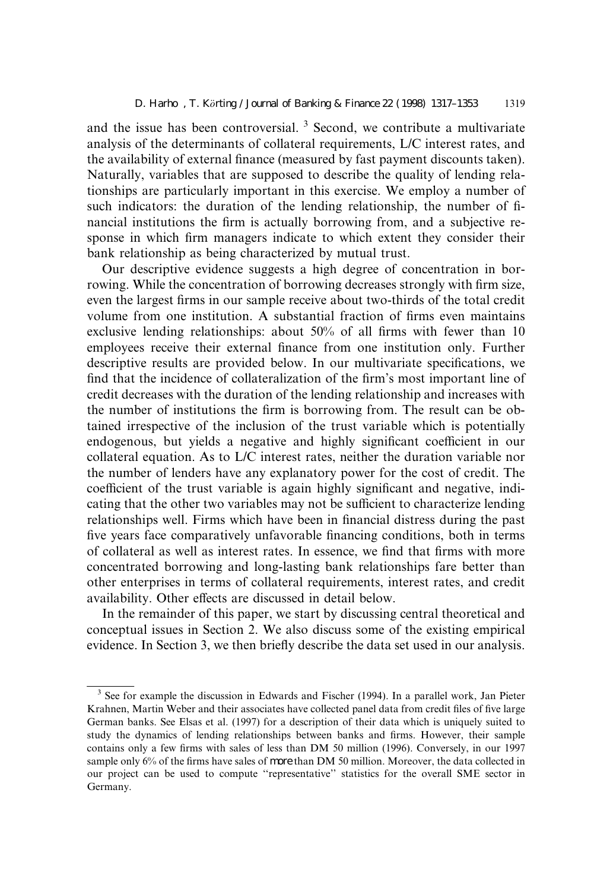and the issue has been controversial. [3] Second, we contribute a multivariate analysis of the determinants of collateral requirements, L/C interest rates, and the availability of external finance (measured by fast payment discounts taken). Naturally, variables that are supposed to describe the quality of lending relationships are particularly important in this exercise. We employ a number of such indicators: the duration of the lending relationship, the number of financial institutions the firm is actually borrowing from, and a subjective response in which firm managers indicate to which extent they consider their bank relationship as being characterized by mutual trust.

Our descriptive evidence suggests a high degree of concentration in borrowing. While the concentration of borrowing decreases strongly with firm size, even the largest firms in our sample receive about two-thirds of the total credit volume from one institution. A substantial fraction of firms even maintains exclusive lending relationships: about 50% of all firms with fewer than 10 employees receive their external finance from one institution only. Further descriptive results are provided below. In our multivariate specifications, we find that the incidence of collateralization of the firm's most important line of credit decreases with the duration of the lending relationship and increases with the number of institutions the firm is borrowing from. The result can be obtained irrespective of the inclusion of the trust variable which is potentially endogenous, but yields a negative and highly significant coefficient in our collateral equation. As to L/C interest rates, neither the duration variable nor the number of lenders have any explanatory power for the cost of credit. The coefficient of the trust variable is again highly significant and negative, indicating that the other two variables may not be sufficient to characterize lending relationships well. Firms which have been in financial distress during the past five years face comparatively unfavorable financing conditions, both in terms of collateral as well as interest rates. In essence, we find that firms with more concentrated borrowing and long-lasting bank relationships fare better than other enterprises in terms of collateral requirements, interest rates, and credit availability. Other effects are discussed in detail below.

In the remainder of this paper, we start by discussing central theoretical and conceptual issues in Section 2. We also discuss some of the existing empirical evidence. In Section 3, we then briefly describe the data set used in our analysis.

---

[3] See for example the discussion in Edwards and Fischer (1994). In a parallel work, Jan Pieter Krahnen, Martin Weber and their associates have collected panel data from credit files of five large German banks. See Elsas et al. (1997) for a description of their data which is uniquely suited to study the dynamics of lending relationships between banks and firms. However, their sample contains only a few firms with sales of less than DM 50 million (1996). Conversely, in our 1997 sample only 6% of the firms have sales of *more* than DM 50 million. Moreover, the data collected in our project can be used to compute "representative" statistics for the overall SME sector in Germany.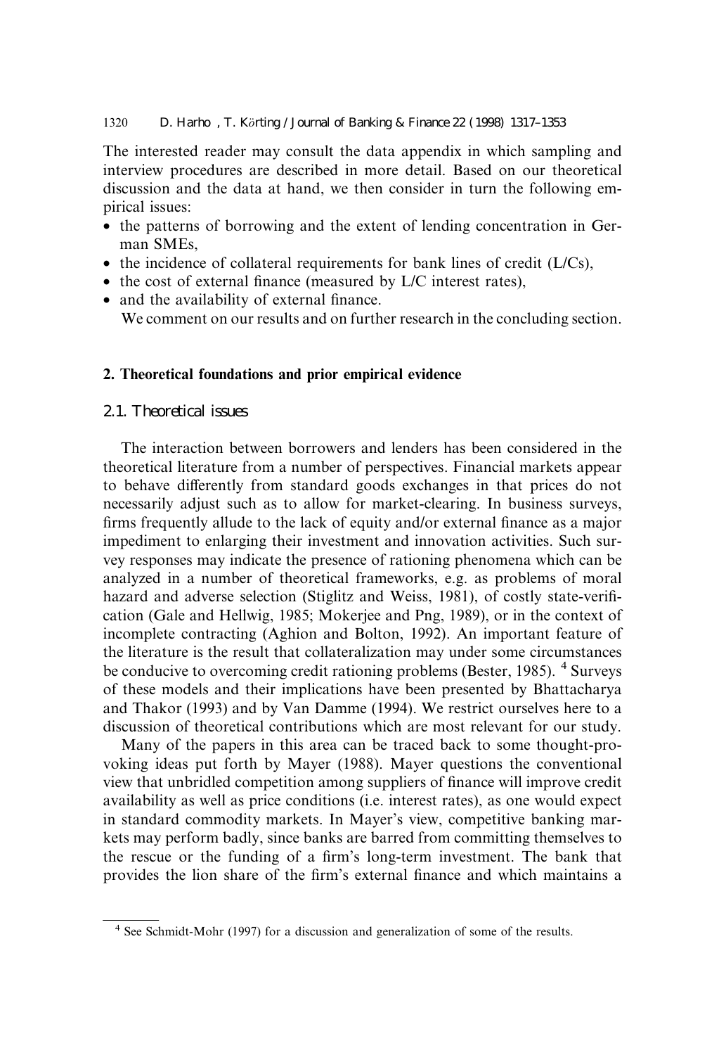The interested reader may consult the data appendix in which sampling and interview procedures are described in more detail. Based on our theoretical discussion and the data at hand, we then consider in turn the following empirical issues:

- the patterns of borrowing and the extent of lending concentration in German SMEs,
- the incidence of collateral requirements for bank lines of credit (L/Cs),
- the cost of external finance (measured by L/C interest rates),
- and the availability of external finance.

We comment on our results and on further research in the concluding section.

## 2. Theoretical foundations and prior empirical evidence

### 2.1. Theoretical issues

The interaction between borrowers and lenders has been considered in the theoretical literature from a number of perspectives. Financial markets appear to behave differently from standard goods exchanges in that prices do not necessarily adjust such as to allow for market-clearing. In business surveys, firms frequently allude to the lack of equity and/or external finance as a major impediment to enlarging their investment and innovation activities. Such survey responses may indicate the presence of rationing phenomena which can be analyzed in a number of theoretical frameworks, e.g. as problems of moral hazard and adverse selection (Stiglitz and Weiss, 1981), of costly state-verification (Gale and Hellwig, 1985; Mokerjee and Png, 1989), or in the context of incomplete contracting (Aghion and Bolton, 1992). An important feature of the literature is the result that collateralization may under some circumstances be conducive to overcoming credit rationing problems (Bester, 1985). [4] Surveys of these models and their implications have been presented by Bhattacharya and Thakor (1993) and by Van Damme (1994). We restrict ourselves here to a discussion of theoretical contributions which are most relevant for our study.

Many of the papers in this area can be traced back to some thought-provoking ideas put forth by Mayer (1988). Mayer questions the conventional view that unbridled competition among suppliers of finance will improve credit availability as well as price conditions (i.e. interest rates), as one would expect in standard commodity markets. In Mayer's view, competitive banking markets may perform badly, since banks are barred from committing themselves to the rescue or the funding of a firm's long-term investment. The bank that provides the lion share of the firm's external finance and which maintains a

[4] See Schmidt-Mohr (1997) for a discussion and generalization of some of the results.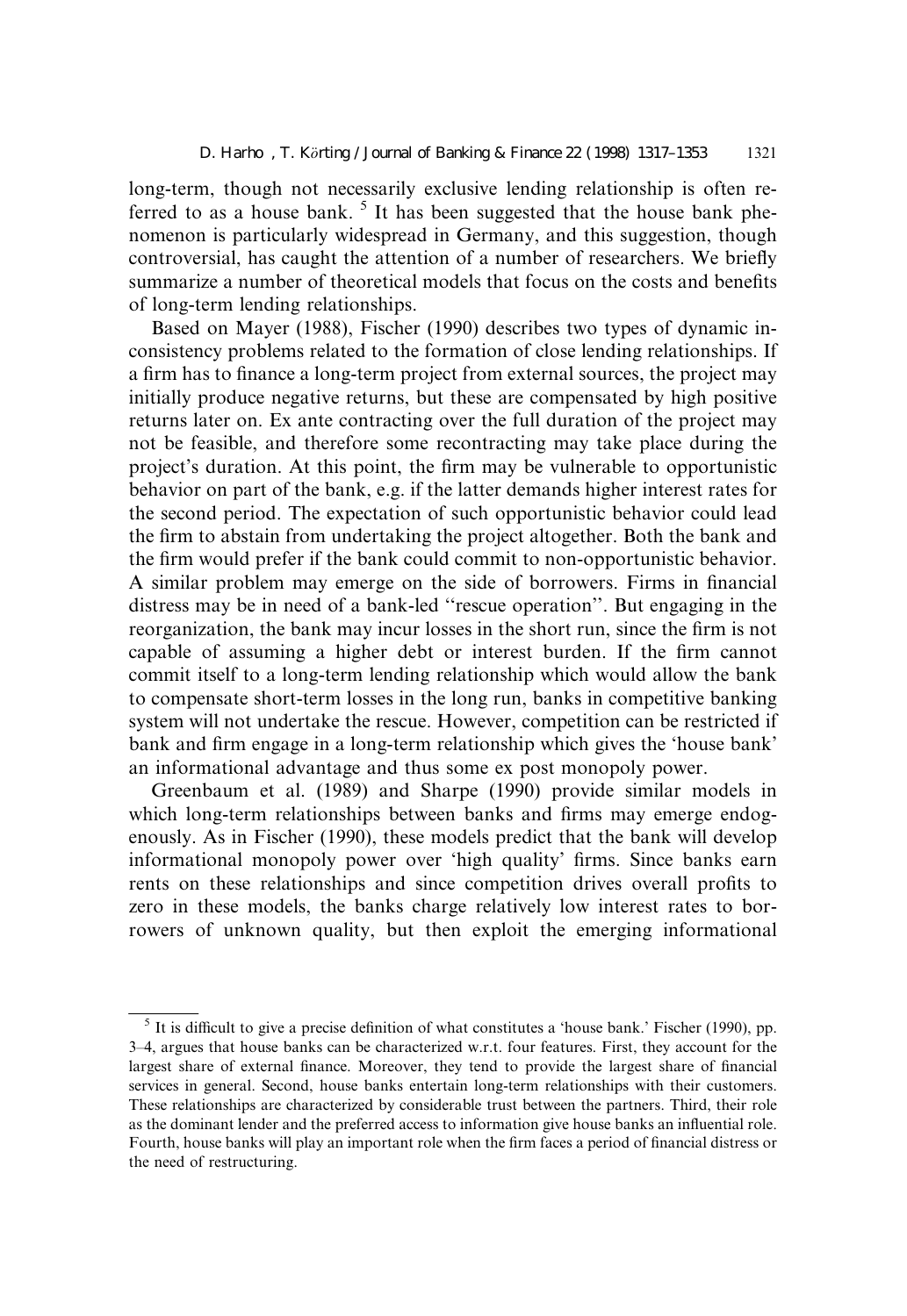long-term, though not necessarily exclusive lending relationship is often referred to as a house bank. [5] It has been suggested that the house bank phenomenon is particularly widespread in Germany, and this suggestion, though controversial, has caught the attention of a number of researchers. We briefly summarize a number of theoretical models that focus on the costs and benefits of long-term lending relationships.

Based on Mayer (1988), Fischer (1990) describes two types of dynamic inconsistency problems related to the formation of close lending relationships. If a firm has to finance a long-term project from external sources, the project may initially produce negative returns, but these are compensated by high positive returns later on. Ex ante contracting over the full duration of the project may not be feasible, and therefore some recontracting may take place during the project's duration. At this point, the firm may be vulnerable to opportunistic behavior on part of the bank, e.g. if the latter demands higher interest rates for the second period. The expectation of such opportunistic behavior could lead the firm to abstain from undertaking the project altogether. Both the bank and the firm would prefer if the bank could commit to non-opportunistic behavior. A similar problem may emerge on the side of borrowers. Firms in financial distress may be in need of a bank-led ''rescue operation''. But engaging in the reorganization, the bank may incur losses in the short run, since the firm is not capable of assuming a higher debt or interest burden. If the firm cannot commit itself to a long-term lending relationship which would allow the bank to compensate short-term losses in the long run, banks in competitive banking system will not undertake the rescue. However, competition can be restricted if bank and firm engage in a long-term relationship which gives the 'house bank' an informational advantage and thus some ex post monopoly power.

Greenbaum et al. (1989) and Sharpe (1990) provide similar models in which long-term relationships between banks and firms may emerge endogenously. As in Fischer (1990), these models predict that the bank will develop informational monopoly power over 'high quality' firms. Since banks earn rents on these relationships and since competition drives overall profits to zero in these models, the banks charge relatively low interest rates to borrowers of unknown quality, but then exploit the emerging informational

[5] It is difficult to give a precise definition of what constitutes a 'house bank.' Fischer (1990), pp. 3–4, argues that house banks can be characterized w.r.t. four features. First, they account for the largest share of external finance. Moreover, they tend to provide the largest share of financial services in general. Second, house banks entertain long-term relationships with their customers. These relationships are characterized by considerable trust between the partners. Third, their role as the dominant lender and the preferred access to information give house banks an influential role. Fourth, house banks will play an important role when the firm faces a period of financial distress or the need of restructuring.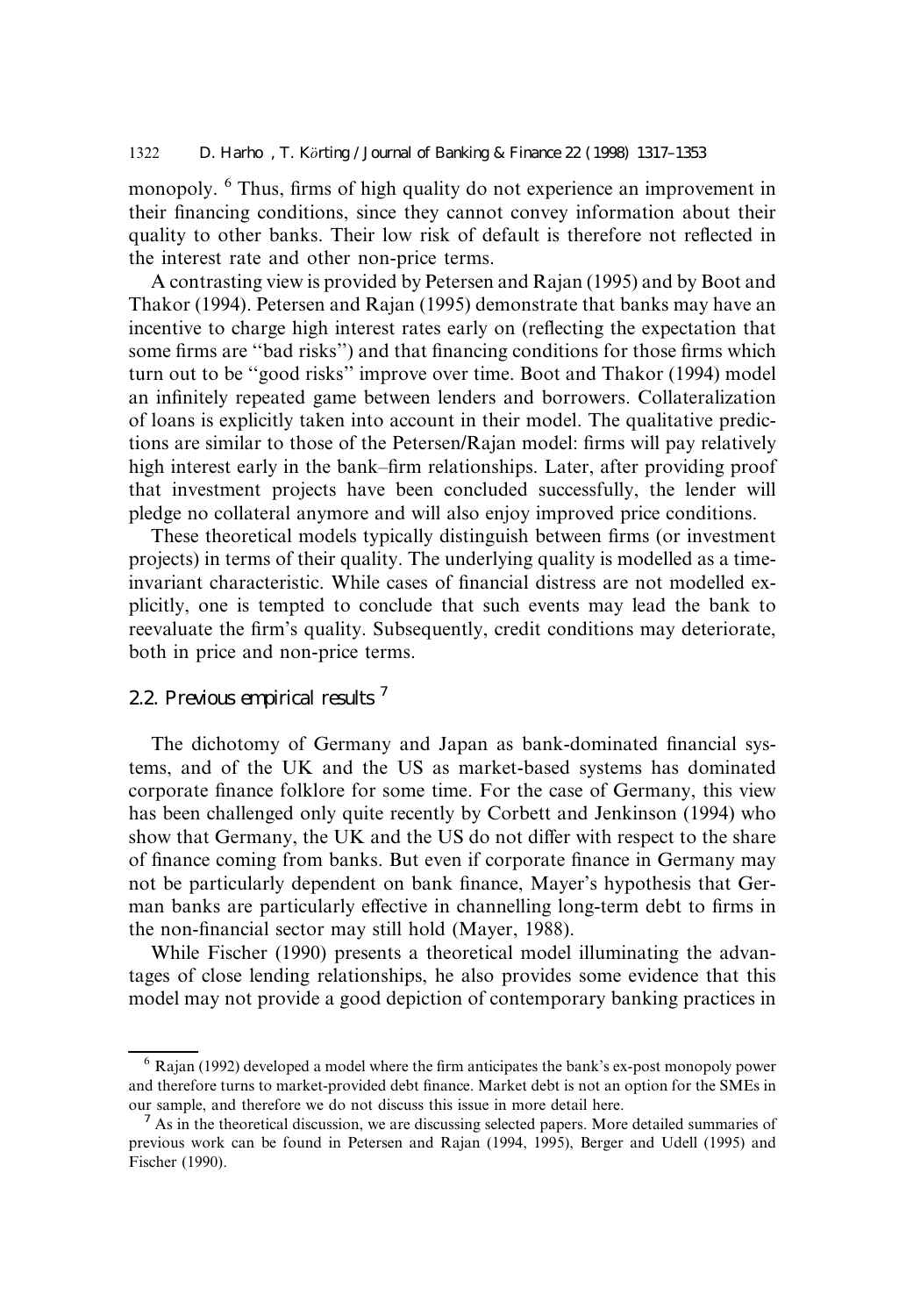monopoly. [6] Thus, firms of high quality do not experience an improvement in their financing conditions, since they cannot convey information about their quality to other banks. Their low risk of default is therefore not reflected in the interest rate and other non-price terms.

A contrasting view is provided by Petersen and Rajan (1995) and by Boot and Thakor (1994). Petersen and Rajan (1995) demonstrate that banks may have an incentive to charge high interest rates early on (reflecting the expectation that some firms are "bad risks") and that financing conditions for those firms which turn out to be "good risks" improve over time. Boot and Thakor (1994) model an infinitely repeated game between lenders and borrowers. Collateralization of loans is explicitly taken into account in their model. The qualitative predictions are similar to those of the Petersen/Rajan model: firms will pay relatively high interest early in the bank–firm relationships. Later, after providing proof that investment projects have been concluded successfully, the lender will pledge no collateral anymore and will also enjoy improved price conditions.

These theoretical models typically distinguish between firms (or investment projects) in terms of their quality. The underlying quality is modelled as a time-invariant characteristic. While cases of financial distress are not modelled explicitly, one is tempted to conclude that such events may lead the bank to reevaluate the firm's quality. Subsequently, credit conditions may deteriorate, both in price and non-price terms.

## 2.2. Previous empirical results [7]

The dichotomy of Germany and Japan as bank-dominated financial systems, and of the UK and the US as market-based systems has dominated corporate finance folklore for some time. For the case of Germany, this view has been challenged only quite recently by Corbett and Jenkinson (1994) who show that Germany, the UK and the US do not differ with respect to the share of finance coming from banks. But even if corporate finance in Germany may not be particularly dependent on bank finance, Mayer's hypothesis that German banks are particularly effective in channelling long-term debt to firms in the non-financial sector may still hold (Mayer, 1988).

While Fischer (1990) presents a theoretical model illuminating the advantages of close lending relationships, he also provides some evidence that this model may not provide a good depiction of contemporary banking practices in

---

[6] Rajan (1992) developed a model where the firm anticipates the bank's ex-post monopoly power and therefore turns to market-provided debt finance. Market debt is not an option for the SMEs in our sample, and therefore we do not discuss this issue in more detail here.

[7] As in the theoretical discussion, we are discussing selected papers. More detailed summaries of previous work can be found in Petersen and Rajan (1994, 1995), Berger and Udell (1995) and Fischer (1990).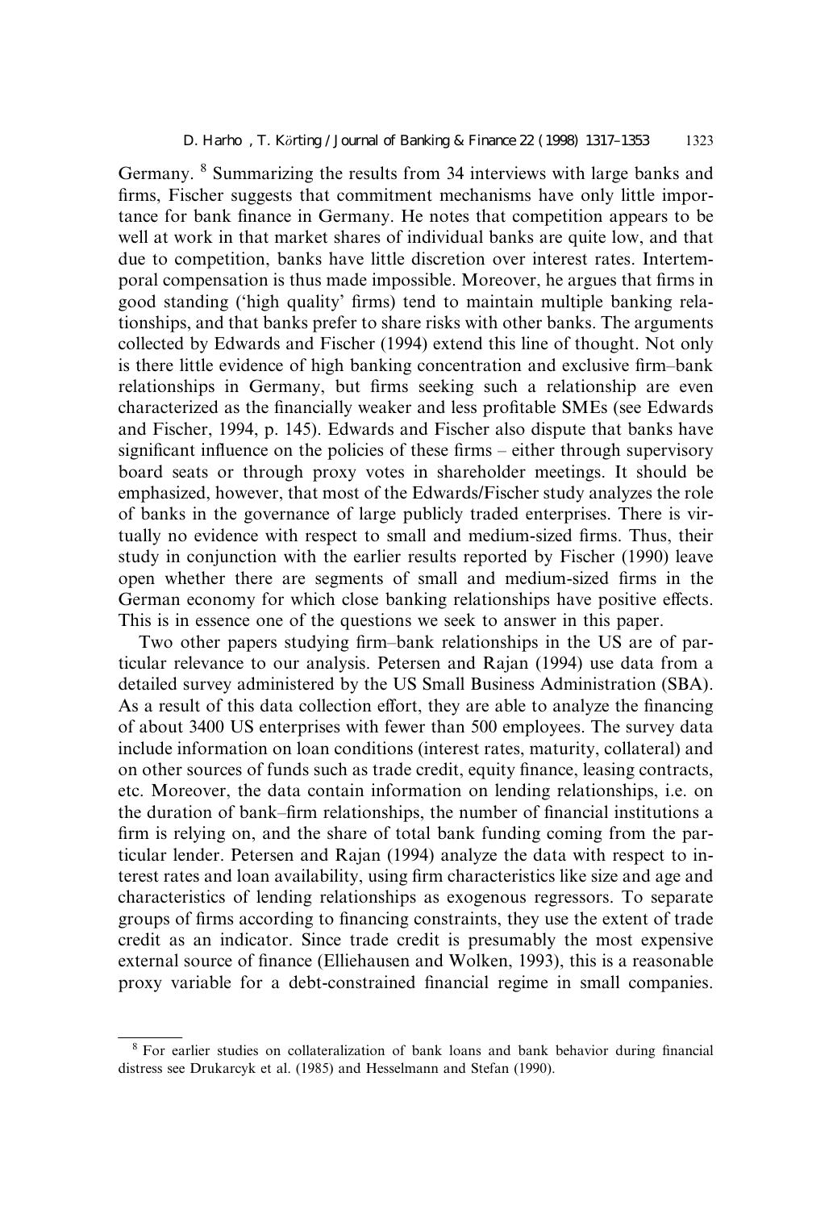Germany. [8] Summarizing the results from 34 interviews with large banks and firms, Fischer suggests that commitment mechanisms have only little importance for bank finance in Germany. He notes that competition appears to be well at work in that market shares of individual banks are quite low, and that due to competition, banks have little discretion over interest rates. Intertemporal compensation is thus made impossible. Moreover, he argues that firms in good standing ('high quality' firms) tend to maintain multiple banking relationships, and that banks prefer to share risks with other banks. The arguments collected by Edwards and Fischer (1994) extend this line of thought. Not only is there little evidence of high banking concentration and exclusive firm–bank relationships in Germany, but firms seeking such a relationship are even characterized as the financially weaker and less profitable SMEs (see Edwards and Fischer, 1994, p. 145). Edwards and Fischer also dispute that banks have significant influence on the policies of these firms – either through supervisory board seats or through proxy votes in shareholder meetings. It should be emphasized, however, that most of the Edwards/Fischer study analyzes the role of banks in the governance of large publicly traded enterprises. There is virtually no evidence with respect to small and medium-sized firms. Thus, their study in conjunction with the earlier results reported by Fischer (1990) leave open whether there are segments of small and medium-sized firms in the German economy for which close banking relationships have positive effects. This is in essence one of the questions we seek to answer in this paper.

Two other papers studying firm–bank relationships in the US are of particular relevance to our analysis. Petersen and Rajan (1994) use data from a detailed survey administered by the US Small Business Administration (SBA). As a result of this data collection effort, they are able to analyze the financing of about 3400 US enterprises with fewer than 500 employees. The survey data include information on loan conditions (interest rates, maturity, collateral) and on other sources of funds such as trade credit, equity finance, leasing contracts, etc. Moreover, the data contain information on lending relationships, i.e. on the duration of bank–firm relationships, the number of financial institutions a firm is relying on, and the share of total bank funding coming from the particular lender. Petersen and Rajan (1994) analyze the data with respect to interest rates and loan availability, using firm characteristics like size and age and characteristics of lending relationships as exogenous regressors. To separate groups of firms according to financing constraints, they use the extent of trade credit as an indicator. Since trade credit is presumably the most expensive external source of finance (Elliehausen and Wolken, 1993), this is a reasonable proxy variable for a debt-constrained financial regime in small companies.

[8] For earlier studies on collateralization of bank loans and bank behavior during financial distress see Drukarcyk et al. (1985) and Hesselmann and Stefan (1990).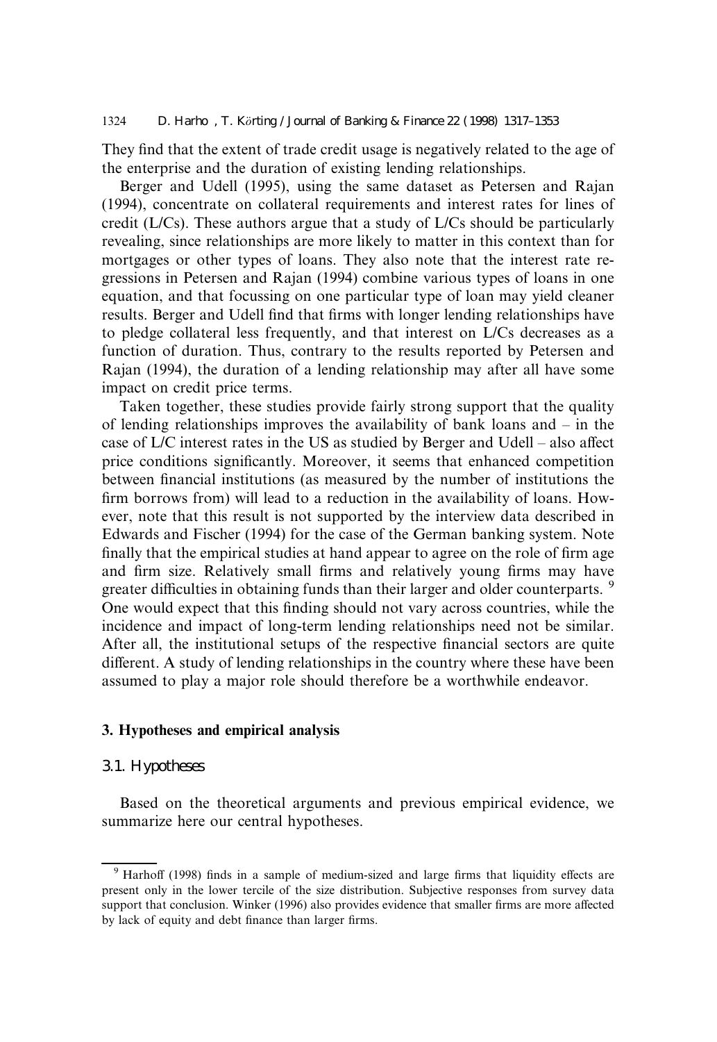They find that the extent of trade credit usage is negatively related to the age of the enterprise and the duration of existing lending relationships.

Berger and Udell (1995), using the same dataset as Petersen and Rajan (1994), concentrate on collateral requirements and interest rates for lines of credit (L/Cs). These authors argue that a study of L/Cs should be particularly revealing, since relationships are more likely to matter in this context than for mortgages or other types of loans. They also note that the interest rate regressions in Petersen and Rajan (1994) combine various types of loans in one equation, and that focussing on one particular type of loan may yield cleaner results. Berger and Udell find that firms with longer lending relationships have to pledge collateral less frequently, and that interest on L/Cs decreases as a function of duration. Thus, contrary to the results reported by Petersen and Rajan (1994), the duration of a lending relationship may after all have some impact on credit price terms.

Taken together, these studies provide fairly strong support that the quality of lending relationships improves the availability of bank loans and – in the case of L/C interest rates in the US as studied by Berger and Udell – also affect price conditions significantly. Moreover, it seems that enhanced competition between financial institutions (as measured by the number of institutions the firm borrows from) will lead to a reduction in the availability of loans. However, note that this result is not supported by the interview data described in Edwards and Fischer (1994) for the case of the German banking system. Note finally that the empirical studies at hand appear to agree on the role of firm age and firm size. Relatively small firms and relatively young firms may have greater difficulties in obtaining funds than their larger and older counterparts. [9] One would expect that this finding should not vary across countries, while the incidence and impact of long-term lending relationships need not be similar. After all, the institutional setups of the respective financial sectors are quite different. A study of lending relationships in the country where these have been assumed to play a major role should therefore be a worthwhile endeavor.

## 3. Hypotheses and empirical analysis

### 3.1. Hypotheses

Based on the theoretical arguments and previous empirical evidence, we summarize here our central hypotheses.

---

[9] Harhoff (1998) finds in a sample of medium-sized and large firms that liquidity effects are present only in the lower tercile of the size distribution. Subjective responses from survey data support that conclusion. Winker (1996) also provides evidence that smaller firms are more affected by lack of equity and debt finance than larger firms.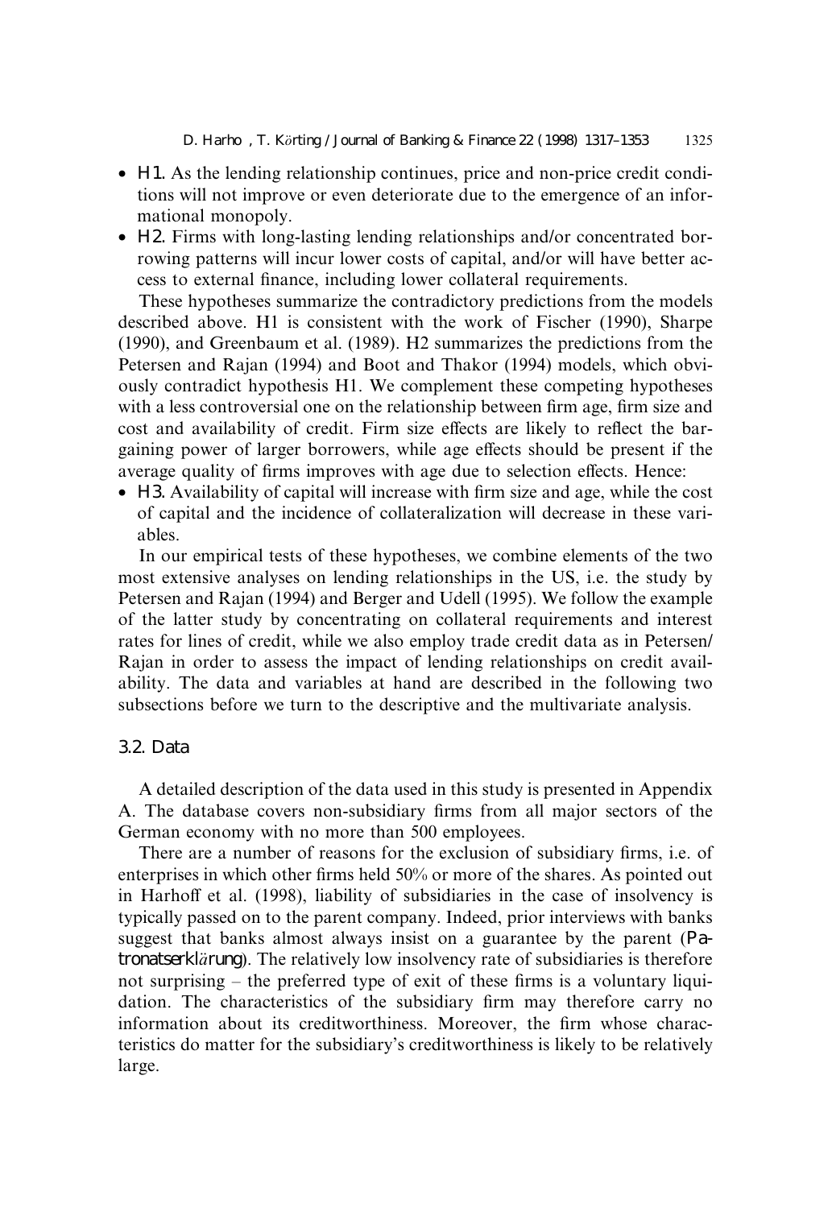- *H1*. As the lending relationship continues, price and non-price credit conditions will not improve or even deteriorate due to the emergence of an informational monopoly.
- *H2*. Firms with long-lasting lending relationships and/or concentrated borrowing patterns will incur lower costs of capital, and/or will have better access to external finance, including lower collateral requirements.

These hypotheses summarize the contradictory predictions from the models described above. H1 is consistent with the work of Fischer (1990), Sharpe (1990), and Greenbaum et al. (1989). H2 summarizes the predictions from the Petersen and Rajan (1994) and Boot and Thakor (1994) models, which obviously contradict hypothesis H1. We complement these competing hypotheses with a less controversial one on the relationship between firm age, firm size and cost and availability of credit. Firm size effects are likely to reflect the bargaining power of larger borrowers, while age effects should be present if the average quality of firms improves with age due to selection effects. Hence:

- *H3*. Availability of capital will increase with firm size and age, while the cost of capital and the incidence of collateralization will decrease in these variables.

In our empirical tests of these hypotheses, we combine elements of the two most extensive analyses on lending relationships in the US, i.e. the study by Petersen and Rajan (1994) and Berger and Udell (1995). We follow the example of the latter study by concentrating on collateral requirements and interest rates for lines of credit, while we also employ trade credit data as in Petersen/Rajan in order to assess the impact of lending relationships on credit availability. The data and variables at hand are described in the following two subsections before we turn to the descriptive and the multivariate analysis.

### 3.2. Data

A detailed description of the data used in this study is presented in Appendix A. The database covers non-subsidiary firms from all major sectors of the German economy with no more than 500 employees.

There are a number of reasons for the exclusion of subsidiary firms, i.e. of enterprises in which other firms held 50% or more of the shares. As pointed out in Harhoff et al. (1998), liability of subsidiaries in the case of insolvency is typically passed on to the parent company. Indeed, prior interviews with banks suggest that banks almost always insist on a guarantee by the parent (*Patronatserklärung*). The relatively low insolvency rate of subsidiaries is therefore not surprising – the preferred type of exit of these firms is a voluntary liquidation. The characteristics of the subsidiary firm may therefore carry no information about its creditworthiness. Moreover, the firm whose characteristics do matter for the subsidiary's creditworthiness is likely to be relatively large.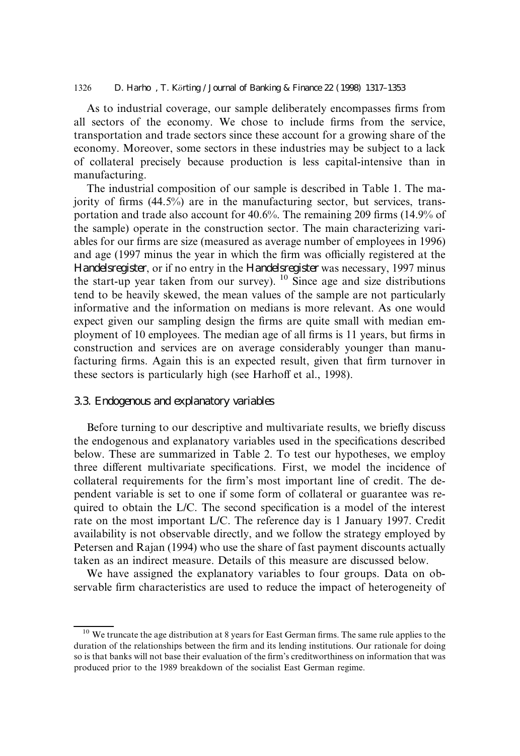As to industrial coverage, our sample deliberately encompasses firms from all sectors of the economy. We chose to include firms from the service, transportation and trade sectors since these account for a growing share of the economy. Moreover, some sectors in these industries may be subject to a lack of collateral precisely because production is less capital-intensive than in manufacturing.

The industrial composition of our sample is described in Table 1. The majority of firms (44.5%) are in the manufacturing sector, but services, transportation and trade also account for 40.6%. The remaining 209 firms (14.9% of the sample) operate in the construction sector. The main characterizing variables for our firms are size (measured as average number of employees in 1996) and age (1997 minus the year in which the firm was officially registered at the *Handelsregister*, or if no entry in the *Handelsregister* was necessary, 1997 minus the start-up year taken from our survey). [10] Since age and size distributions tend to be heavily skewed, the mean values of the sample are not particularly informative and the information on medians is more relevant. As one would expect given our sampling design the firms are quite small with median employment of 10 employees. The median age of all firms is 11 years, but firms in construction and services are on average considerably younger than manufacturing firms. Again this is an expected result, given that firm turnover in these sectors is particularly high (see Harhoff et al., 1998).

### 3.3. Endogenous and explanatory variables

Before turning to our descriptive and multivariate results, we briefly discuss the endogenous and explanatory variables used in the specifications described below. These are summarized in Table 2. To test our hypotheses, we employ three different multivariate specifications. First, we model the incidence of collateral requirements for the firm's most important line of credit. The dependent variable is set to one if some form of collateral or guarantee was required to obtain the L/C. The second specification is a model of the interest rate on the most important L/C. The reference day is 1 January 1997. Credit availability is not observable directly, and we follow the strategy employed by Petersen and Rajan (1994) who use the share of fast payment discounts actually taken as an indirect measure. Details of this measure are discussed below.

We have assigned the explanatory variables to four groups. Data on observable firm characteristics are used to reduce the impact of heterogeneity of

---

[10] We truncate the age distribution at 8 years for East German firms. The same rule applies to the duration of the relationships between the firm and its lending institutions. Our rationale for doing so is that banks will not base their evaluation of the firm's creditworthiness on information that was produced prior to the 1989 breakdown of the socialist East German regime.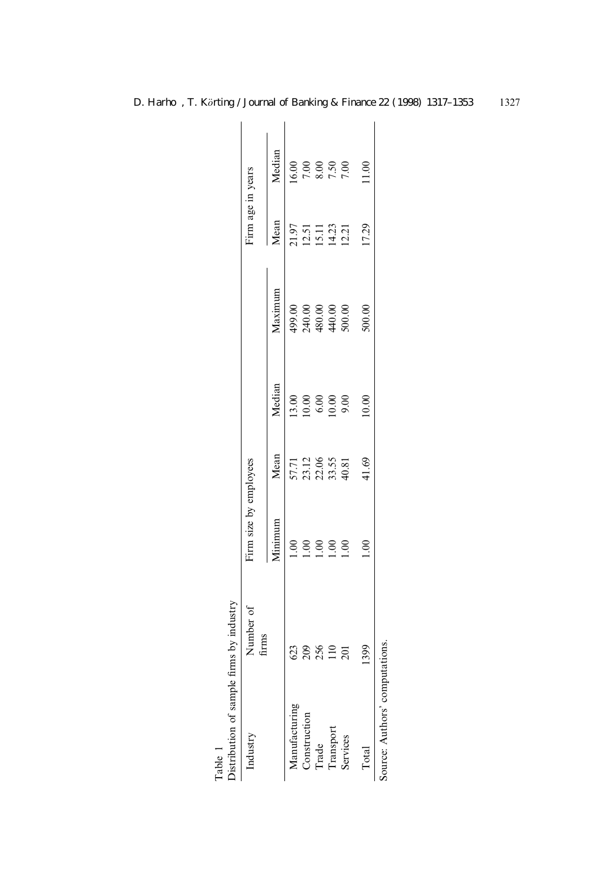Table 1
Distribution of sample firms by industry

| Industry | Number of firms | Firm size by employees | | | | Firm age in years | |
|---|---|---|---|---|---|---|---|
| | | Minimum | Mean | Median | Maximum | Mean | Median |
| Manufacturing | 623 | 1.00 | 57.71 | 13.00 | 499.00 | 21.97 | 16.00 |
| Construction | 209 | 1.00 | 23.12 | 10.00 | 240.00 | 12.51 | 7.00 |
| Trade | 256 | 1.00 | 22.06 | 6.00 | 480.00 | 15.11 | 8.00 |
| Transport | 110 | 1.00 | 33.55 | 10.00 | 440.00 | 14.23 | 7.50 |
| Services | 201 | 1.00 | 40.81 | 9.00 | 500.00 | 12.21 | 7.00 |
| Total | 1399 | 1.00 | 41.69 | 10.00 | 500.00 | 17.29 | 11.00 |

Source: Authors' computations.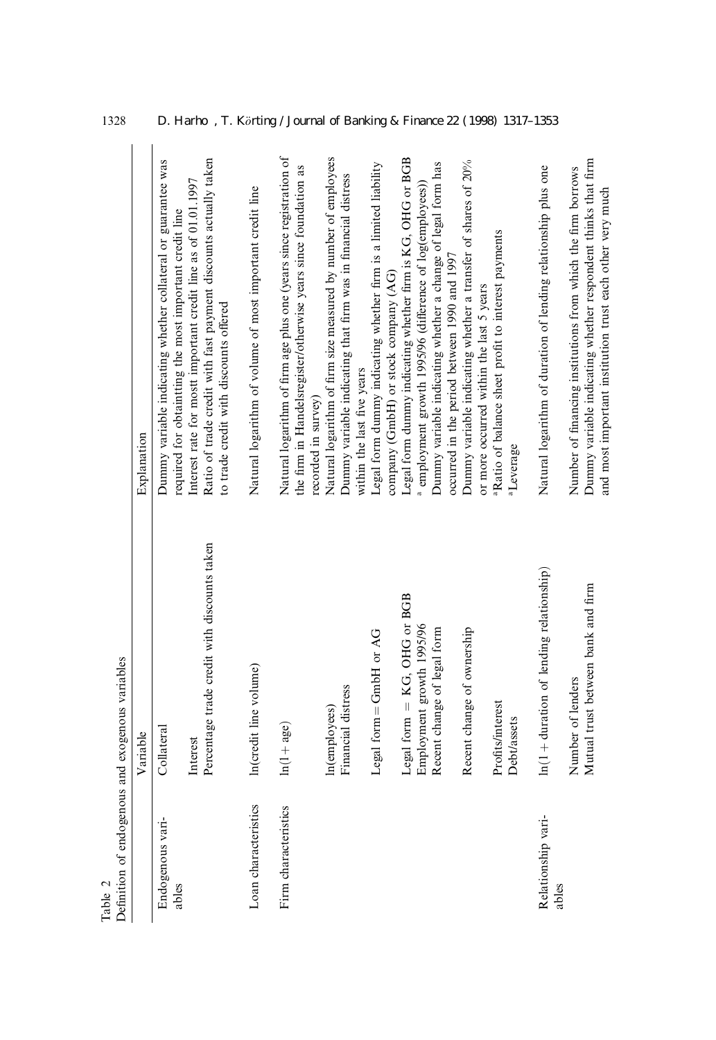Table 2
Definition of endogenous and exogenous variables

| | Variable | Explanation |
|---|---|---|
| Endogenous variables | Collateral | Dummy variable indicating whether collateral or guarantee was required for obtaintting the most important credit line |
| | Interest | Interest rate for mostt important credit line as of 01.01.1997 |
| | Percentage trade credit with discounts taken | Ratio of trade credit with fast payment discounts actually taken to trade credit with discounts offered |
| Loan characteristics | ln(credit line volume) | Natural logarithm of volume of most important credit line |
| Firm characteristics | ln(1 + age) | Natural logarithm of firm age plus one (years since registration of the firm in Handelsregister/otherwise years since foundation as recorded in survey) |
| | ln(employees) | Natural logarithm of firm size measured by number of employees |
| | Financial distress | Dummy variable indicating that firm was in financial distress within the last five years |
| | Legal form = GmbH or AG | Legal form dummy indicating whether firm is a limited liability company (GmbH) or stock company (AG) |
| | Legal form = KG, OHG or BGB | Legal form dummy indicating whether firm is KG, OHG or BGB |
| | Employment growth 1995/96 | [a] employment growth 1995/96 (difference of log(employees)) |
| | Recent change of legal form | Dummy variable indicating whether a change of legal form has occurred in the period between 1990 and 1997 |
| | Recent change of ownership | Dummy variable indicating whether a transfer of shares of 20% or more occurred within the last 5 years |
| | Profits/interest | [a] Ratio of balance sheet profit to interest payments |
| | Debt/assets | [a] Leverage |
| Relationship variables | ln(1 + duration of lending relationship) | Natural logarithm of duration of lending relationship plus one |
| | Number of lenders | Number of financing institutions from which the firm borrows |
| | Mutual trust between bank and firm | Dummy variable indicating whether respondent thinks that firm and most important institution trust each other very much |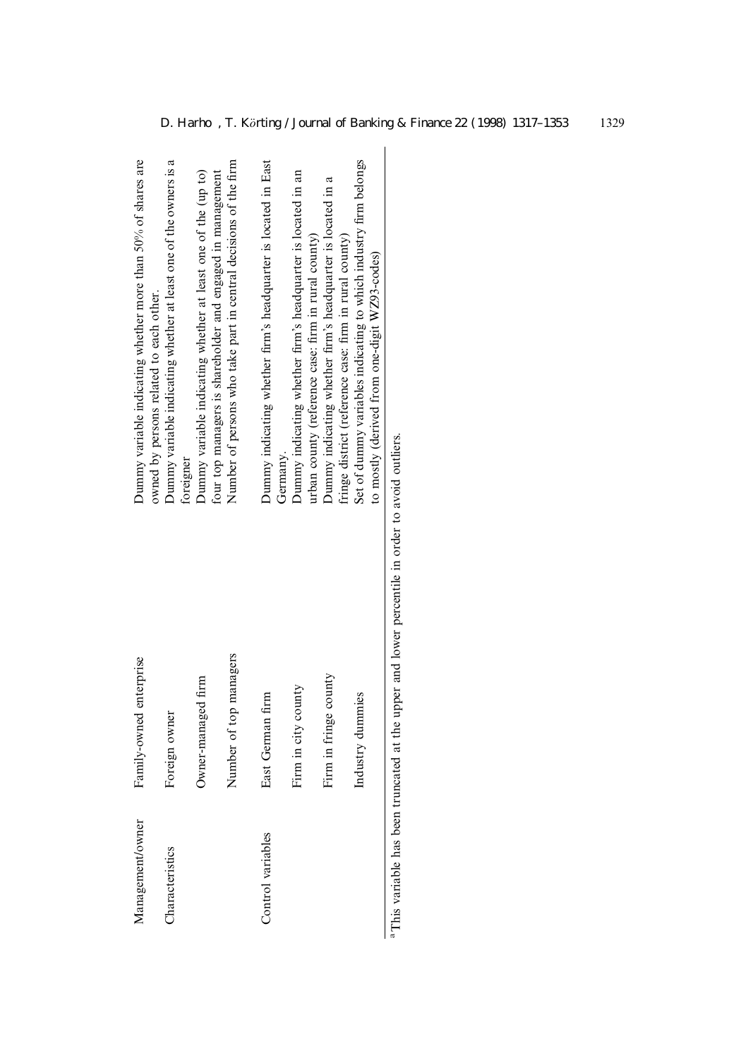| | | |
|---|---|---|
| Management/owner | Family-owned enterprise | Dummy variable indicating whether more than 50% of shares are owned by persons related to each other. |
| Characteristics | Foreign owner | Dummy variable indicating whether at least one of the owners is a foreigner |
| | Owner-managed firm | Dummy variable indicating whether at least one of the (up to) four top managers is shareholder and engaged in management |
| | Number of top managers | Number of persons who take part in central decisions of the firm |
| Control variables | East German firm | Dummy indicating whether firm's headquarter is located in East Germany. |
| | Firm in city county | Dummy indicating whether firm's headquarter is located in an urban county (reference case: firm in rural county) |
| | Firm in fringe county | Dummy indicating whether firm's headquarter is located in a fringe district (reference case: firm in rural county) |
| | Industry dummies | Set of dummy variables indicating to which industry firm belongs to mostly (derived from one-digit WZ93-codes) |

[a] This variable has been truncated at the upper and lower percentile in order to avoid outliers.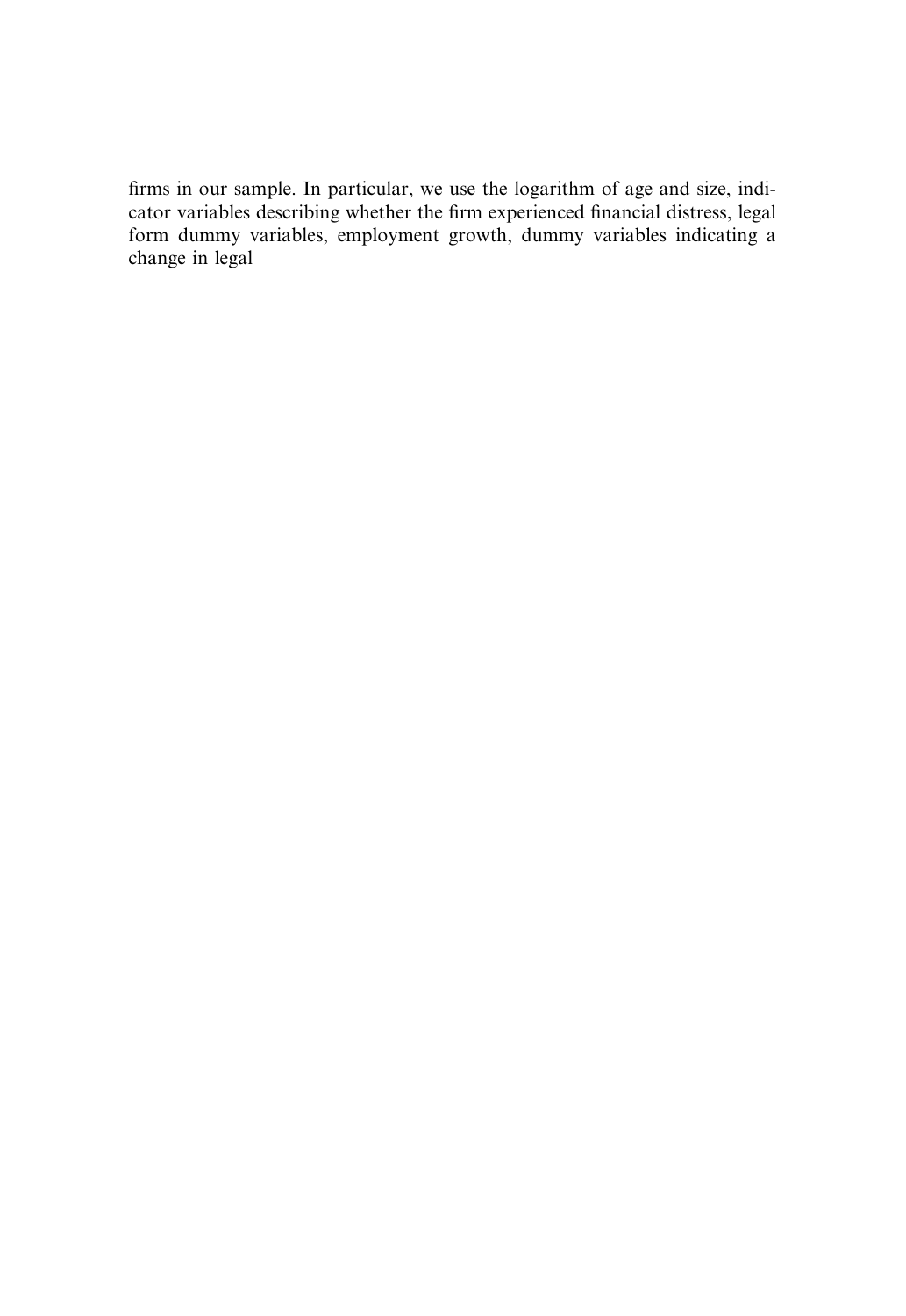firms in our sample. In particular, we use the logarithm of age and size, indicator variables describing whether the firm experienced financial distress, legal form dummy variables, employment growth, dummy variables indicating a change in legal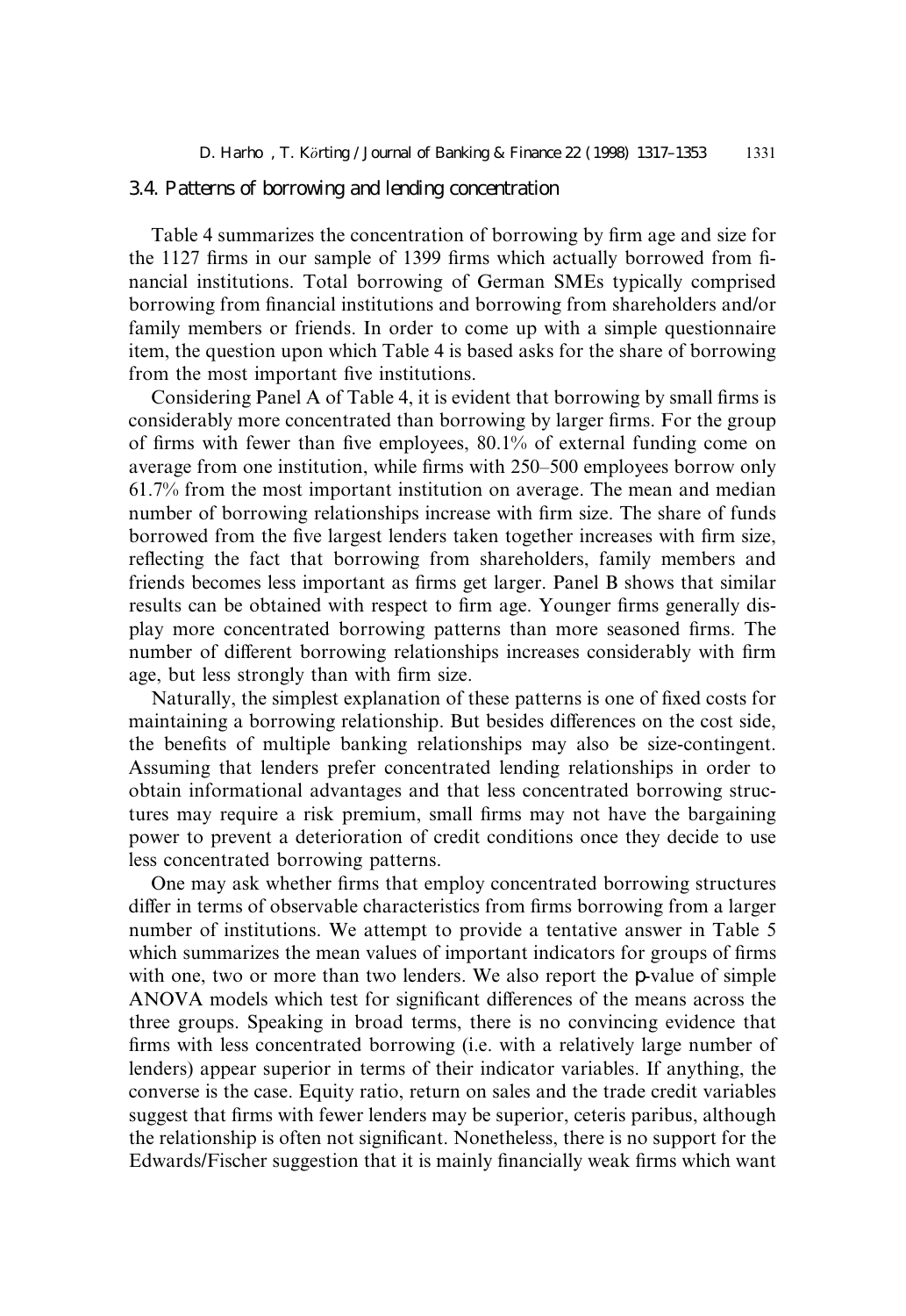### 3.4. Patterns of borrowing and lending concentration

Table 4 summarizes the concentration of borrowing by firm age and size for the 1127 firms in our sample of 1399 firms which actually borrowed from financial institutions. Total borrowing of German SMEs typically comprised borrowing from financial institutions and borrowing from shareholders and/or family members or friends. In order to come up with a simple questionnaire item, the question upon which Table 4 is based asks for the share of borrowing from the most important five institutions.

Considering Panel A of Table 4, it is evident that borrowing by small firms is considerably more concentrated than borrowing by larger firms. For the group of firms with fewer than five employees, 80.1% of external funding come on average from one institution, while firms with 250–500 employees borrow only 61.7% from the most important institution on average. The mean and median number of borrowing relationships increase with firm size. The share of funds borrowed from the five largest lenders taken together increases with firm size, reflecting the fact that borrowing from shareholders, family members and friends becomes less important as firms get larger. Panel B shows that similar results can be obtained with respect to firm age. Younger firms generally display more concentrated borrowing patterns than more seasoned firms. The number of different borrowing relationships increases considerably with firm age, but less strongly than with firm size.

Naturally, the simplest explanation of these patterns is one of fixed costs for maintaining a borrowing relationship. But besides differences on the cost side, the benefits of multiple banking relationships may also be size-contingent. Assuming that lenders prefer concentrated lending relationships in order to obtain informational advantages and that less concentrated borrowing structures may require a risk premium, small firms may not have the bargaining power to prevent a deterioration of credit conditions once they decide to use less concentrated borrowing patterns.

One may ask whether firms that employ concentrated borrowing structures differ in terms of observable characteristics from firms borrowing from a larger number of institutions. We attempt to provide a tentative answer in Table 5 which summarizes the mean values of important indicators for groups of firms with one, two or more than two lenders. We also report the *p*-value of simple ANOVA models which test for significant differences of the means across the three groups. Speaking in broad terms, there is no convincing evidence that firms with less concentrated borrowing (i.e. with a relatively large number of lenders) appear superior in terms of their indicator variables. If anything, the converse is the case. Equity ratio, return on sales and the trade credit variables suggest that firms with fewer lenders may be superior, ceteris paribus, although the relationship is often not significant. Nonetheless, there is no support for the Edwards/Fischer suggestion that it is mainly financially weak firms which want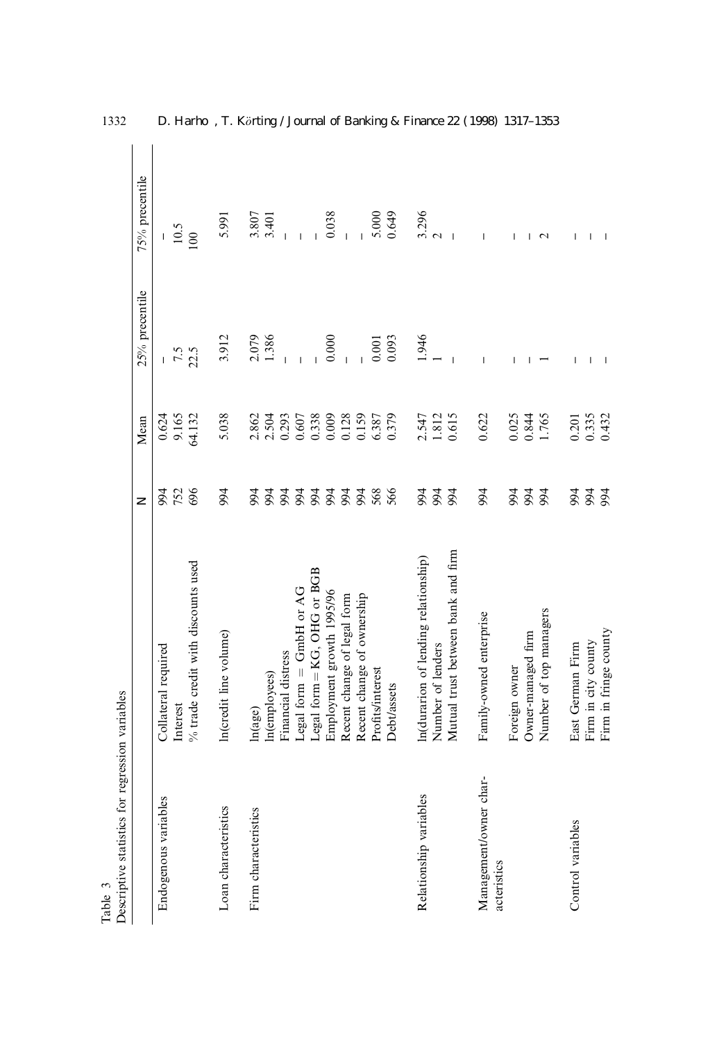Table 3
Descriptive statistics for regression variables

| | | N | Mean | 25% precentile | 75% precentile |
|---|---|---|---|---|---|
| Endogenous variables | Collateral required | 994 | 0.624 | – | – |
| | Interest | 752 | 9.165 | 7.5 | 10.5 |
| | % trade credit with discounts used | 696 | 64.132 | 22.5 | 100 |
| Loan characteristics | ln(credit line volume) | 994 | 5.038 | 3.912 | 5.991 |
| Firm characteristics | ln(age) | 994 | 2.862 | 2.079 | 3.807 |
| | ln(employees) | 994 | 2.504 | 1.386 | 3.401 |
| | Financial distress | 994 | 0.293 | – | – |
| | Legal form = GmbH or AG | 994 | 0.607 | – | – |
| | Legal form = KG, OHG or BGB | 994 | 0.338 | – | – |
| | Employment growth 1995/96 | 994 | 0.009 | 0.000 | 0.038 |
| | Recent change of legal form | 994 | 0.128 | – | – |
| | Recent change of ownership | 994 | 0.159 | – | – |
| | Profits/interest | 568 | 6.387 | 0.001 | 5.000 |
| | Debt/assets | 566 | 0.379 | 0.093 | 0.649 |
| Relationship variables | ln(duration of lending relationship) | 994 | 2.547 | 1.946 | 3.296 |
| | Number of lenders | 994 | 1.812 | 1 | 2 |
| | Mutual trust between bank and firm | 994 | 0.615 | – | – |
| Management/owner characteristics | Family-owned enterprise | 994 | 0.622 | – | – |
| | Foreign owner | 994 | 0.025 | – | – |
| | Owner-managed firm | 994 | 0.844 | – | – |
| | Number of top managers | 994 | 1.765 | 1 | 2 |
| Control variables | East German Firm | 994 | 0.201 | – | – |
| | Firm in city county | 994 | 0.335 | – | – |
| | Firm in fringe county | 994 | 0.432 | – | – |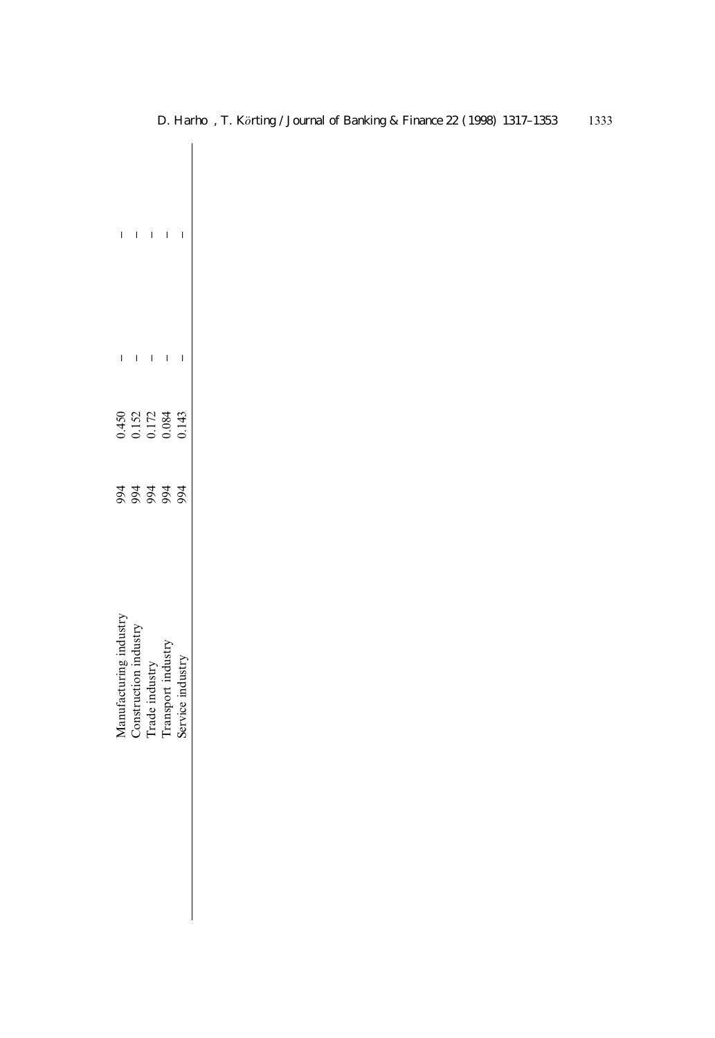| | | | | |
|---|---|---|---|---|
| Manufacturing industry | 994 | 0.450 | – | – |
| Construction industry | 994 | 0.152 | – | – |
| Trade industry | 994 | 0.172 | – | – |
| Transport industry | 994 | 0.084 | – | – |
| Service industry | 994 | 0.143 | – | – |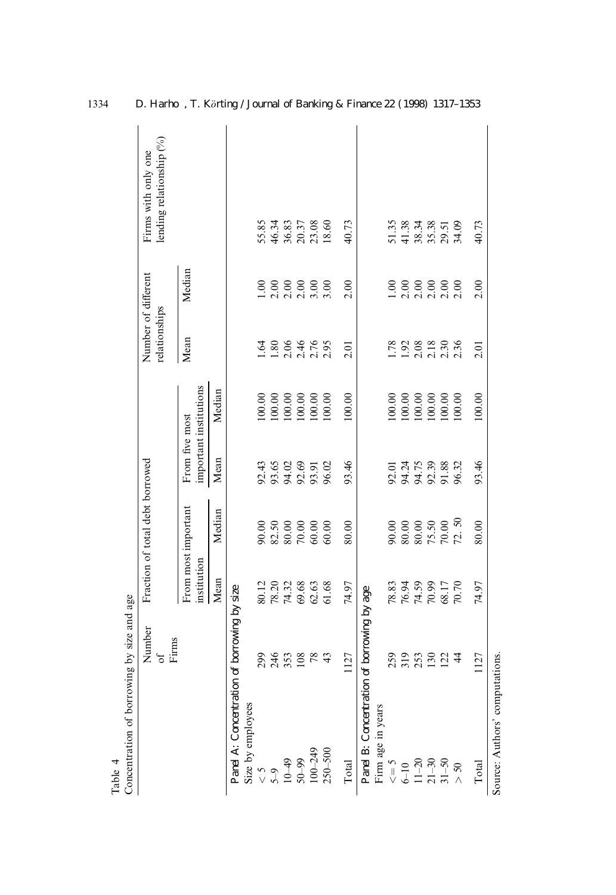Table 4
Concentration of borrowing by size and age

| | Number of Firms | Fraction of total debt borrowed | | | | Number of different relationships | | Firms with only one lending relationship (%) |
|---|---|---|---|---|---|---|---|---|
| | | From most important institution | | From five most important institutions | | | | |
| | | Mean | Median | Mean | Median | Mean | Median | |
| **Panel A: Concentration of borrowing by size** | | | | | | | | |
| Size by employees | | | | | | | | |
| < 5 | 299 | 80.12 | 90.00 | 92.43 | 100.00 | 1.64 | 1.00 | 55.85 |
| 5–9 | 246 | 78.20 | 82.50 | 93.65 | 100.00 | 1.80 | 2.00 | 46.34 |
| 10–49 | 353 | 74.32 | 80.00 | 94.02 | 100.00 | 2.06 | 2.00 | 36.83 |
| 50–99 | 108 | 69.68 | 70.00 | 92.69 | 100.00 | 2.46 | 2.00 | 20.37 |
| 100–249 | 78 | 62.63 | 60.00 | 93.91 | 100.00 | 2.76 | 3.00 | 23.08 |
| 250–500 | 43 | 61.68 | 60.00 | 96.02 | 100.00 | 2.95 | 3.00 | 18.60 |
| Total | 1127 | 74.97 | 80.00 | 93.46 | 100.00 | 2.01 | 2.00 | 40.73 |
| **Panel B: Concentration of borrowing by age** | | | | | | | | |
| Firm age in years | | | | | | | | |
| <= 5 | 259 | 78.83 | 90.00 | 92.01 | 100.00 | 1.78 | 1.00 | 51.35 |
| 6–10 | 319 | 76.94 | 80.00 | 94.24 | 100.00 | 1.92 | 2.00 | 41.38 |
| 11–20 | 253 | 74.59 | 80.00 | 94.75 | 100.00 | 2.08 | 2.00 | 38.34 |
| 21–30 | 130 | 70.99 | 75.50 | 92.39 | 100.00 | 2.18 | 2.00 | 35.38 |
| 31–50 | 122 | 68.17 | 70.00 | 91.88 | 100.00 | 2.30 | 2.00 | 29.51 |
| > 50 | 44 | 70.70 | 72. 50 | 96.32 | 100.00 | 2.36 | 2.00 | 34.09 |
| Total | 1127 | 74.97 | 80.00 | 93.46 | 100.00 | 2.01 | 2.00 | 40.73 |

Source: Authors' computations.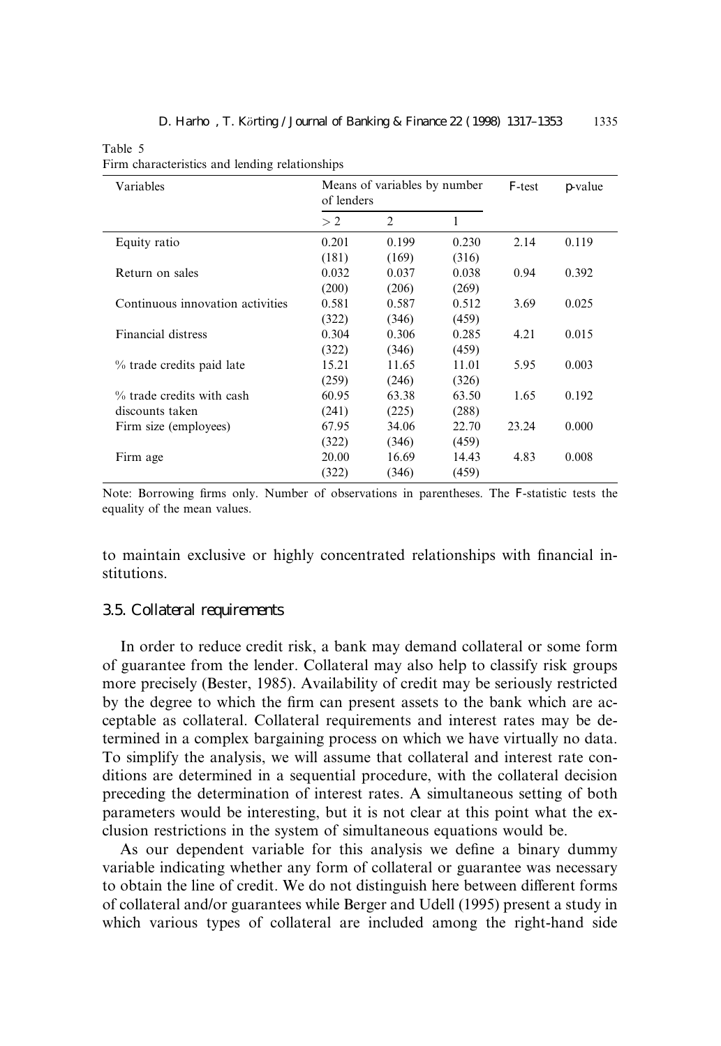Table 5
Firm characteristics and lending relationships

| Variables | Means of variables by number of lenders | | | $F$-test | $p$-value |
|---|---|---|---|---|---|
| | > 2 | 2 | 1 | | |
| Equity ratio | 0.201 | 0.199 | 0.230 | 2.14 | 0.119 |
| | (181) | (169) | (316) | | |
| Return on sales | 0.032 | 0.037 | 0.038 | 0.94 | 0.392 |
| | (200) | (206) | (269) | | |
| Continuous innovation activities | 0.581 | 0.587 | 0.512 | 3.69 | 0.025 |
| | (322) | (346) | (459) | | |
| Financial distress | 0.304 | 0.306 | 0.285 | 4.21 | 0.015 |
| | (322) | (346) | (459) | | |
| % trade credits paid late | 15.21 | 11.65 | 11.01 | 5.95 | 0.003 |
| | (259) | (246) | (326) | | |
| % trade credits with cash discounts taken | 60.95 | 63.38 | 63.50 | 1.65 | 0.192 |
| | (241) | (225) | (288) | | |
| Firm size (employees) | 67.95 | 34.06 | 22.70 | 23.24 | 0.000 |
| | (322) | (346) | (459) | | |
| Firm age | 20.00 | 16.69 | 14.43 | 4.83 | 0.008 |
| | (322) | (346) | (459) | | |

Note: Borrowing firms only. Number of observations in parentheses. The $F$-statistic tests the equality of the mean values.

to maintain exclusive or highly concentrated relationships with financial institutions.

### 3.5. Collateral requirements

In order to reduce credit risk, a bank may demand collateral or some form of guarantee from the lender. Collateral may also help to classify risk groups more precisely (Bester, 1985). Availability of credit may be seriously restricted by the degree to which the firm can present assets to the bank which are acceptable as collateral. Collateral requirements and interest rates may be determined in a complex bargaining process on which we have virtually no data. To simplify the analysis, we will assume that collateral and interest rate conditions are determined in a sequential procedure, with the collateral decision preceding the determination of interest rates. A simultaneous setting of both parameters would be interesting, but it is not clear at this point what the exclusion restrictions in the system of simultaneous equations would be.

As our dependent variable for this analysis we define a binary dummy variable indicating whether any form of collateral or guarantee was necessary to obtain the line of credit. We do not distinguish here between different forms of collateral and/or guarantees while Berger and Udell (1995) present a study in which various types of collateral are included among the right-hand side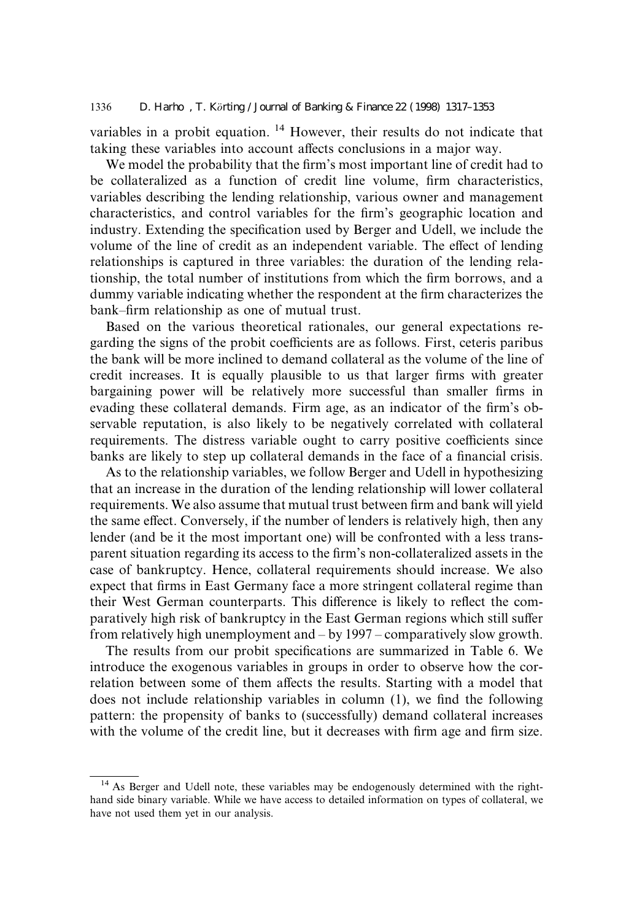variables in a probit equation. [14] However, their results do not indicate that taking these variables into account affects conclusions in a major way.

We model the probability that the firm's most important line of credit had to be collateralized as a function of credit line volume, firm characteristics, variables describing the lending relationship, various owner and management characteristics, and control variables for the firm's geographic location and industry. Extending the specification used by Berger and Udell, we include the volume of the line of credit as an independent variable. The effect of lending relationships is captured in three variables: the duration of the lending relationship, the total number of institutions from which the firm borrows, and a dummy variable indicating whether the respondent at the firm characterizes the bank–firm relationship as one of mutual trust.

Based on the various theoretical rationales, our general expectations regarding the signs of the probit coefficients are as follows. First, ceteris paribus the bank will be more inclined to demand collateral as the volume of the line of credit increases. It is equally plausible to us that larger firms with greater bargaining power will be relatively more successful than smaller firms in evading these collateral demands. Firm age, as an indicator of the firm's observable reputation, is also likely to be negatively correlated with collateral requirements. The distress variable ought to carry positive coefficients since banks are likely to step up collateral demands in the face of a financial crisis.

As to the relationship variables, we follow Berger and Udell in hypothesizing that an increase in the duration of the lending relationship will lower collateral requirements. We also assume that mutual trust between firm and bank will yield the same effect. Conversely, if the number of lenders is relatively high, then any lender (and be it the most important one) will be confronted with a less transparent situation regarding its access to the firm's non-collateralized assets in the case of bankruptcy. Hence, collateral requirements should increase. We also expect that firms in East Germany face a more stringent collateral regime than their West German counterparts. This difference is likely to reflect the comparatively high risk of bankruptcy in the East German regions which still suffer from relatively high unemployment and – by 1997 – comparatively slow growth.

The results from our probit specifications are summarized in Table 6. We introduce the exogenous variables in groups in order to observe how the correlation between some of them affects the results. Starting with a model that does not include relationship variables in column (1), we find the following pattern: the propensity of banks to (successfully) demand collateral increases with the volume of the credit line, but it decreases with firm age and firm size.

[14] As Berger and Udell note, these variables may be endogenously determined with the right-hand side binary variable. While we have access to detailed information on types of collateral, we have not used them yet in our analysis.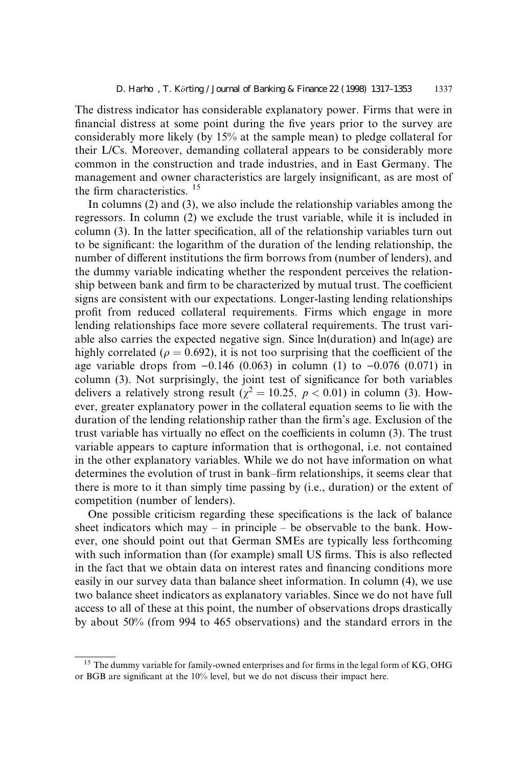The distress indicator has considerable explanatory power. Firms that were in financial distress at some point during the five years prior to the survey are considerably more likely (by 15% at the sample mean) to pledge collateral for their L/Cs. Moreover, demanding collateral appears to be considerably more common in the construction and trade industries, and in East Germany. The management and owner characteristics are largely insignificant, as are most of the firm characteristics. [15]

In columns (2) and (3), we also include the relationship variables among the regressors. In column (2) we exclude the trust variable, while it is included in column (3). In the latter specification, all of the relationship variables turn out to be significant: the logarithm of the duration of the lending relationship, the number of different institutions the firm borrows from (number of lenders), and the dummy variable indicating whether the respondent perceives the relationship between bank and firm to be characterized by mutual trust. The coefficient signs are consistent with our expectations. Longer-lasting lending relationships profit from reduced collateral requirements. Firms which engage in more lending relationships face more severe collateral requirements. The trust variable also carries the expected negative sign. Since ln(duration) and ln(age) are highly correlated ($\rho = 0.692$), it is not too surprising that the coefficient of the age variable drops from $-0.146$ (0.063) in column (1) to $-0.076$ (0.071) in column (3). Not surprisingly, the joint test of significance for both variables delivers a relatively strong result ($\chi^2 = 10.25$, $p < 0.01$) in column (3). However, greater explanatory power in the collateral equation seems to lie with the duration of the lending relationship rather than the firm's age. Exclusion of the trust variable has virtually no effect on the coefficients in column (3). The trust variable appears to capture information that is orthogonal, i.e. not contained in the other explanatory variables. While we do not have information on what determines the evolution of trust in bank–firm relationships, it seems clear that there is more to it than simply time passing by (i.e., duration) or the extent of competition (number of lenders).

One possible criticism regarding these specifications is the lack of balance sheet indicators which may – in principle – be observable to the bank. However, one should point out that German SMEs are typically less forthcoming with such information than (for example) small US firms. This is also reflected in the fact that we obtain data on interest rates and financing conditions more easily in our survey data than balance sheet information. In column (4), we use two balance sheet indicators as explanatory variables. Since we do not have full access to all of these at this point, the number of observations drops drastically by about 50% (from 994 to 465 observations) and the standard errors in the

---

[15] The dummy variable for family-owned enterprises and for firms in the legal form of KG, OHG or BGB are significant at the 10% level, but we do not discuss their impact here.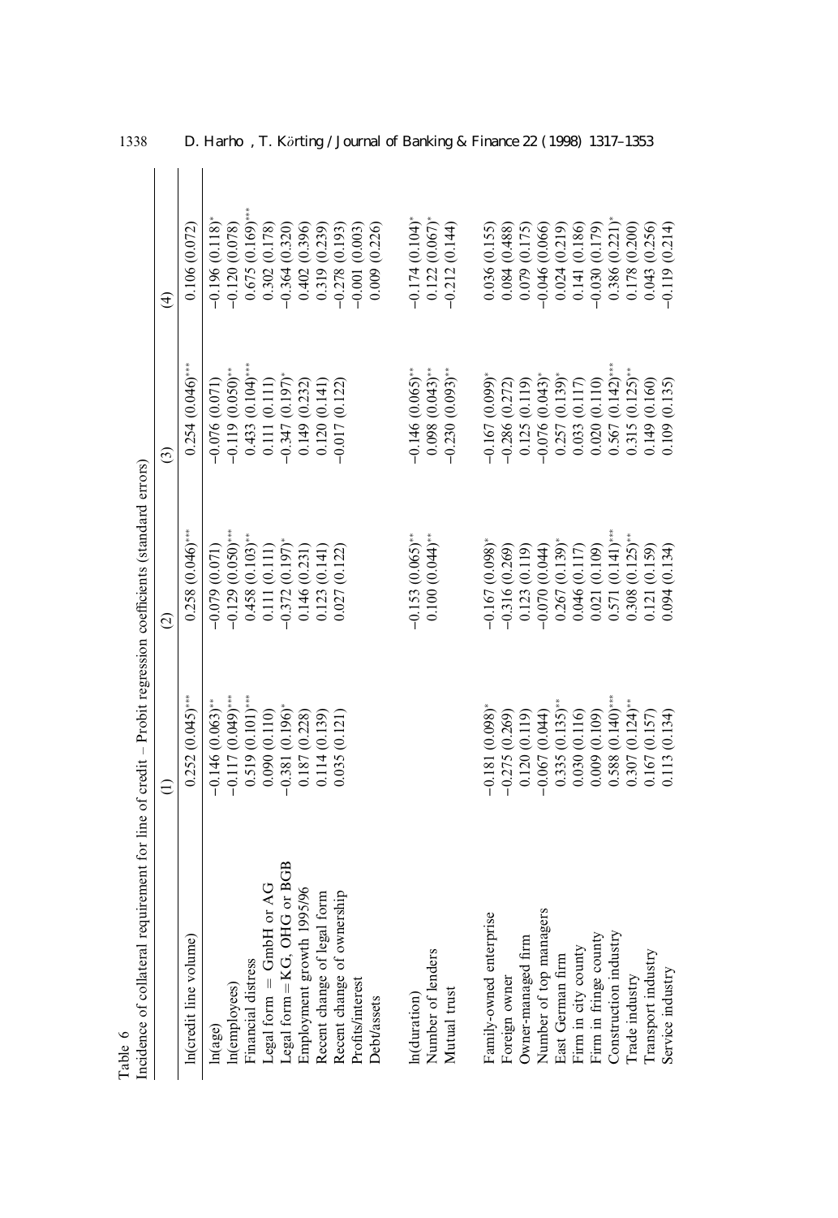Table 6

Incidence of collateral requirement for line of credit – Probit regression coefficients (standard errors)

| | (1) | (2) | (3) | (4) |
|---|---|---|---|---|
| ln(credit line volume) | 0.252 (0.045)*** | 0.258 (0.046)*** | 0.254 (0.046)*** | 0.106 (0.072) |
| ln(age) | −0.146 (0.063)** | −0.079 (0.071) | −0.076 (0.071) | −0.196 (0.118)* |
| ln(employees) | −0.117 (0.049)*** | −0.129 (0.050)*** | −0.119 (0.050)** | −0.120 (0.078) |
| Financial distress | 0.519 (0.101)*** | 0.458 (0.103)** | 0.433 (0.104)*** | 0.675 (0.169)*** |
| Legal form = GmbH or AG | 0.090 (0.110) | 0.111 (0.111) | 0.111 (0.111) | 0.302 (0.178) |
| Legal form = KG, OHG or BGB | −0.381 (0.196)* | −0.372 (0.197)* | −0.347 (0.197)* | −0.364 (0.320) |
| Employment growth 1995/96 | 0.187 (0.228) | 0.146 (0.231) | 0.149 (0.232) | 0.402 (0.396) |
| Recent change of legal form | 0.114 (0.139) | 0.123 (0.141) | 0.120 (0.141) | 0.319 (0.239) |
| Recent change of ownership | 0.035 (0.121) | 0.027 (0.122) | −0.017 (0.122) | −0.278 (0.193) |
| Profits/interest | | | | −0.001 (0.003) |
| Debt/assets | | | | 0.009 (0.226) |
| ln(duration) | | −0.153 (0.065)** | −0.146 (0.065)** | −0.174 (0.104)* |
| Number of lenders | | 0.100 (0.044)** | 0.098 (0.043)** | 0.122 (0.067)* |
| Mutual trust | | | −0.230 (0.093)** | −0.212 (0.144) |
| Family-owned enterprise | −0.181 (0.098)* | −0.167 (0.098)* | −0.167 (0.099)* | 0.036 (0.155) |
| Foreign owner | −0.275 (0.269) | −0.316 (0.269) | −0.286 (0.272) | 0.084 (0.488) |
| Owner-managed firm | 0.120 (0.119) | 0.123 (0.119) | 0.125 (0.119) | 0.079 (0.175) |
| Number of top managers | −0.067 (0.044) | −0.070 (0.044) | −0.076 (0.043)* | −0.046 (0.066) |
| East German firm | 0.335 (0.135)** | 0.267 (0.139)* | 0.257 (0.139)* | 0.024 (0.219) |
| Firm in city county | 0.030 (0.116) | 0.046 (0.117) | 0.033 (0.117) | 0.141 (0.186) |
| Firm in fringe county | 0.009 (0.109) | 0.021 (0.109) | 0.020 (0.110) | −0.030 (0.179) |
| Construction industry | 0.588 (0.140)*** | 0.571 (0.141)*** | 0.567 (0.142)*** | 0.386 (0.221)* |
| Trade industry | 0.307 (0.124)** | 0.308 (0.125)** | 0.315 (0.125)** | 0.178 (0.200) |
| Transport industry | 0.167 (0.157) | 0.121 (0.159) | 0.149 (0.160) | 0.043 (0.256) |
| Service industry | 0.113 (0.134) | 0.094 (0.134) | 0.109 (0.135) | −0.119 (0.214) |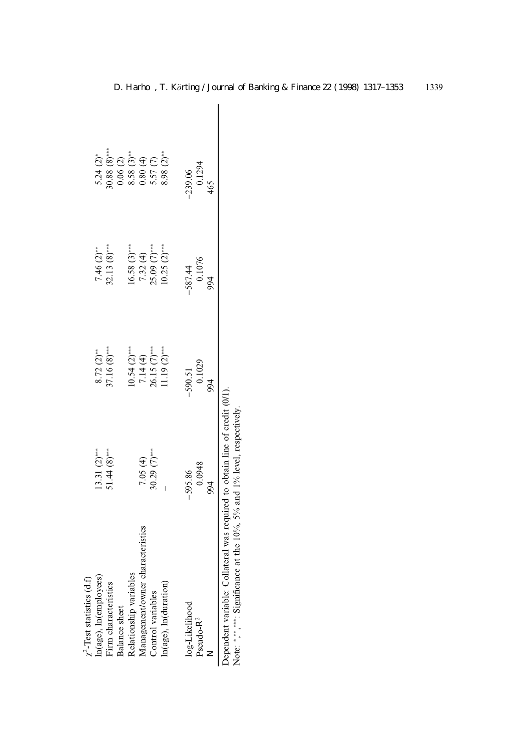| $\chi^2$-Test statistics (d.f) | | | | |
|---|---|---|---|---|
| ln(age), ln(employees) | 13.31 (2)*** | 8.72 (2)** | 7.46 (2)** | 5.24 (2)* |
| Firm characteristics | 51.44 (8)*** | 37.16 (8)*** | 32.13 (8)*** | 30.88 (8)*** |
| Balance sheet | | | | 0.06 (2) |
| Relationship variables | | 10.54 (2)*** | 16.58 (3)*** | 8.58 (3)** |
| Management/owner characteristics | 7.05 (4) | 7.14 (4) | 7.32 (4) | 0.80 (4) |
| Control variables | 30.29 (7)*** | 26.15 (7)*** | 25.09 (7)*** | 5.57 (7) |
| ln(age), ln(duration) | – | 11.19 (2)*** | 10.25 (2)*** | 8.98 (2)** |
| | | | | |
| log-Likelihood | −595.86 | −590.51 | −587.44 | −239.06 |
| Pseudo-$R^2$ | 0.0948 | 0.1029 | 0.1076 | 0.1294 |
| N | 994 | 994 | 994 | 465 |

Dependent variable: Collateral was required to obtain line of credit (0/1).

Note: *, **, ***: Significance at the 10%, 5% and 1% level, respectively.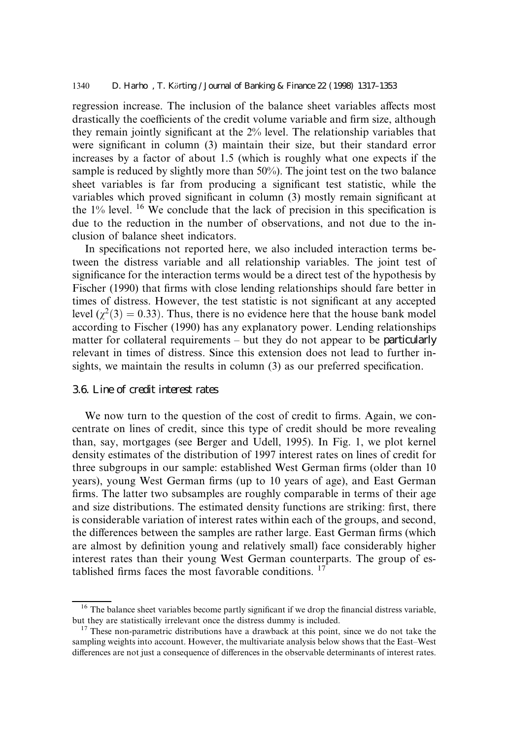regression increase. The inclusion of the balance sheet variables affects most drastically the coefficients of the credit volume variable and firm size, although they remain jointly significant at the 2% level. The relationship variables that were significant in column (3) maintain their size, but their standard error increases by a factor of about 1.5 (which is roughly what one expects if the sample is reduced by slightly more than 50%). The joint test on the two balance sheet variables is far from producing a significant test statistic, while the variables which proved significant in column (3) mostly remain significant at the 1% level. [16] We conclude that the lack of precision in this specification is due to the reduction in the number of observations, and not due to the inclusion of balance sheet indicators.

In specifications not reported here, we also included interaction terms between the distress variable and all relationship variables. The joint test of significance for the interaction terms would be a direct test of the hypothesis by Fischer (1990) that firms with close lending relationships should fare better in times of distress. However, the test statistic is not significant at any accepted level ($\chi^2(3) = 0.33$). Thus, there is no evidence here that the house bank model according to Fischer (1990) has any explanatory power. Lending relationships matter for collateral requirements – but they do not appear to be *particularly* relevant in times of distress. Since this extension does not lead to further insights, we maintain the results in column (3) as our preferred specification.

### 3.6. Line of credit interest rates

We now turn to the question of the cost of credit to firms. Again, we concentrate on lines of credit, since this type of credit should be more revealing than, say, mortgages (see Berger and Udell, 1995). In Fig. 1, we plot kernel density estimates of the distribution of 1997 interest rates on lines of credit for three subgroups in our sample: established West German firms (older than 10 years), young West German firms (up to 10 years of age), and East German firms. The latter two subsamples are roughly comparable in terms of their age and size distributions. The estimated density functions are striking: first, there is considerable variation of interest rates within each of the groups, and second, the differences between the samples are rather large. East German firms (which are almost by definition young and relatively small) face considerably higher interest rates than their young West German counterparts. The group of established firms faces the most favorable conditions. [17]

---

[16] The balance sheet variables become partly significant if we drop the financial distress variable, but they are statistically irrelevant once the distress dummy is included.

[17] These non-parametric distributions have a drawback at this point, since we do not take the sampling weights into account. However, the multivariate analysis below shows that the East–West differences are not just a consequence of differences in the observable determinants of interest rates.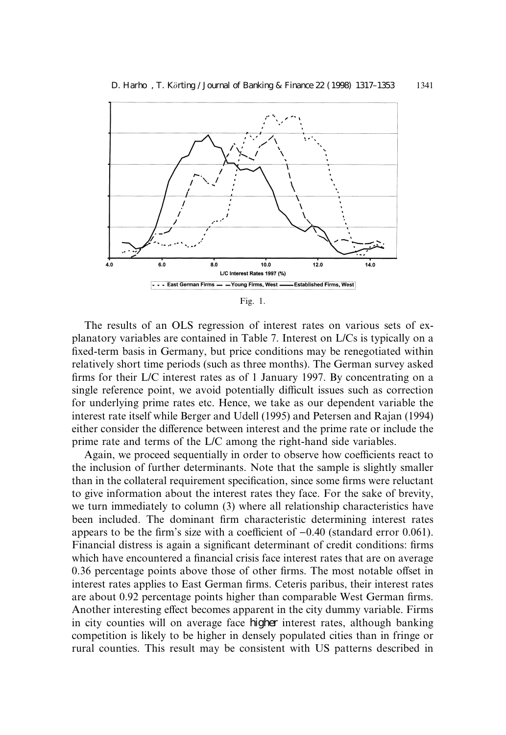Fig. 1.

The results of an OLS regression of interest rates on various sets of explanatory variables are contained in Table 7. Interest on L/Cs is typically on a fixed-term basis in Germany, but price conditions may be renegotiated within relatively short time periods (such as three months). The German survey asked firms for their L/C interest rates as of 1 January 1997. By concentrating on a single reference point, we avoid potentially difficult issues such as correction for underlying prime rates etc. Hence, we take as our dependent variable the interest rate itself while Berger and Udell (1995) and Petersen and Rajan (1994) either consider the difference between interest and the prime rate or include the prime rate and terms of the L/C among the right-hand side variables.

Again, we proceed sequentially in order to observe how coefficients react to the inclusion of further determinants. Note that the sample is slightly smaller than in the collateral requirement specification, since some firms were reluctant to give information about the interest rates they face. For the sake of brevity, we turn immediately to column (3) where all relationship characteristics have been included. The dominant firm characteristic determining interest rates appears to be the firm's size with a coefficient of −0.40 (standard error 0.061). Financial distress is again a significant determinant of credit conditions: firms which have encountered a financial crisis face interest rates that are on average 0.36 percentage points above those of other firms. The most notable offset in interest rates applies to East German firms. Ceteris paribus, their interest rates are about 0.92 percentage points higher than comparable West German firms. Another interesting effect becomes apparent in the city dummy variable. Firms in city counties will on average face *higher* interest rates, although banking competition is likely to be higher in densely populated cities than in fringe or rural counties. This result may be consistent with US patterns described in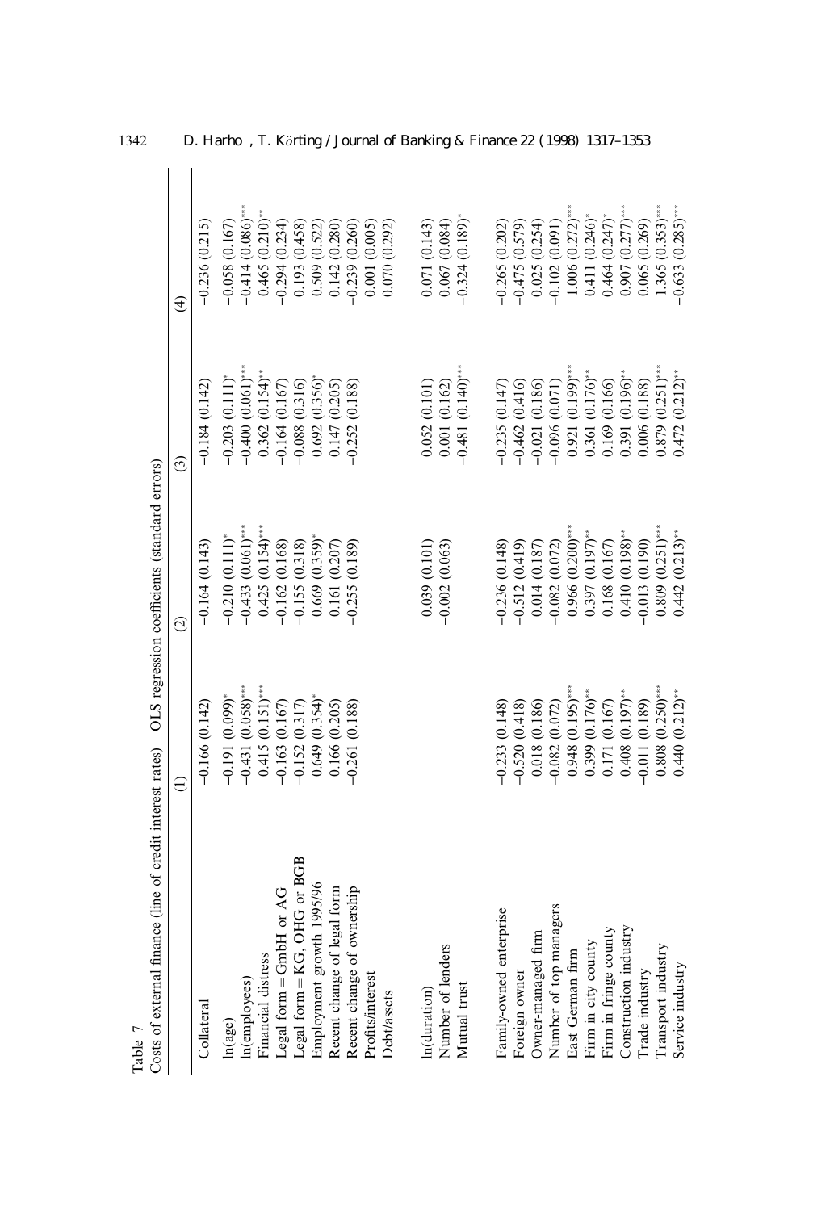Table 7

Costs of external finance (line of credit interest rates) – OLS regression coefficients (standard errors)

| | (1) | (2) | (3) | (4) |
|---|---|---|---|---|
| Collateral | −0.166 (0.142) | −0.164 (0.143) | −0.184 (0.142) | −0.236 (0.215) |
| ln(age) | −0.191 (0.099)* | −0.210 (0.111)* | −0.203 (0.111)* | −0.058 (0.167) |
| ln(employees) | −0.431 (0.058)*** | −0.433 (0.061)*** | −0.400 (0.061)*** | −0.414 (0.086)*** |
| Financial distress | 0.415 (0.151)*** | 0.425 (0.154)*** | 0.362 (0.154)** | 0.465 (0.210)** |
| Legal form = GmbH or AG | −0.163 (0.167) | −0.162 (0.168) | −0.164 (0.167) | −0.294 (0.234) |
| Legal form = KG, OHG or BGB | −0.152 (0.317) | −0.155 (0.318) | −0.088 (0.316) | 0.193 (0.458) |
| Employment growth 1995/96 | 0.649 (0.354)* | 0.669 (0.359)* | 0.692 (0.356)* | 0.509 (0.522) |
| Recent change of legal form | 0.166 (0.205) | 0.161 (0.207) | 0.147 (0.205) | 0.142 (0.280) |
| Recent change of ownership | −0.261 (0.188) | −0.255 (0.189) | −0.252 (0.188) | −0.239 (0.260) |
| Profits/interest | | | | 0.001 (0.005) |
| Debt/assets | | | | 0.070 (0.292) |
| ln(duration) | | 0.039 (0.101) | 0.052 (0.101) | 0.071 (0.143) |
| Number of lenders | | −0.002 (0.063) | 0.001 (0.162) | 0.067 (0.084) |
| Mutual trust | | | −0.481 (0.140)*** | −0.324 (0.189)* |
| Family-owned enterprise | −0.233 (0.148) | −0.236 (0.148) | −0.235 (0.147) | −0.265 (0.202) |
| Foreign owner | −0.520 (0.418) | −0.512 (0.419) | −0.462 (0.416) | −0.475 (0.579) |
| Owner-managed firm | 0.018 (0.186) | 0.014 (0.187) | −0.021 (0.186) | 0.025 (0.254) |
| Number of top managers | −0.082 (0.072) | −0.082 (0.072) | −0.096 (0.071) | −0.102 (0.091) |
| East German firm | 0.948 (0.195)*** | 0.966 (0.200)*** | 0.921 (0.199)*** | 1.006 (0.272)*** |
| Firm in city county | 0.399 (0.176)** | 0.397 (0.197)** | 0.361 (0.176)** | 0.411 (0.246)* |
| Firm in fringe county | 0.171 (0.167) | 0.168 (0.167) | 0.169 (0.166) | 0.464 (0.247)* |
| Construction industry | 0.408 (0.197)** | 0.410 (0.198)** | 0.391 (0.196)** | 0.907 (0.277)*** |
| Trade industry | −0.011 (0.189) | −0.013 (0.190) | 0.006 (0.188) | 0.065 (0.269) |
| Transport industry | 0.808 (0.250)*** | 0.809 (0.251)*** | 0.879 (0.251)*** | 1.365 (0.353)*** |
| Service industry | 0.440 (0.212)** | 0.442 (0.213)** | 0.472 (0.212)** | −0.633 (0.285)*** |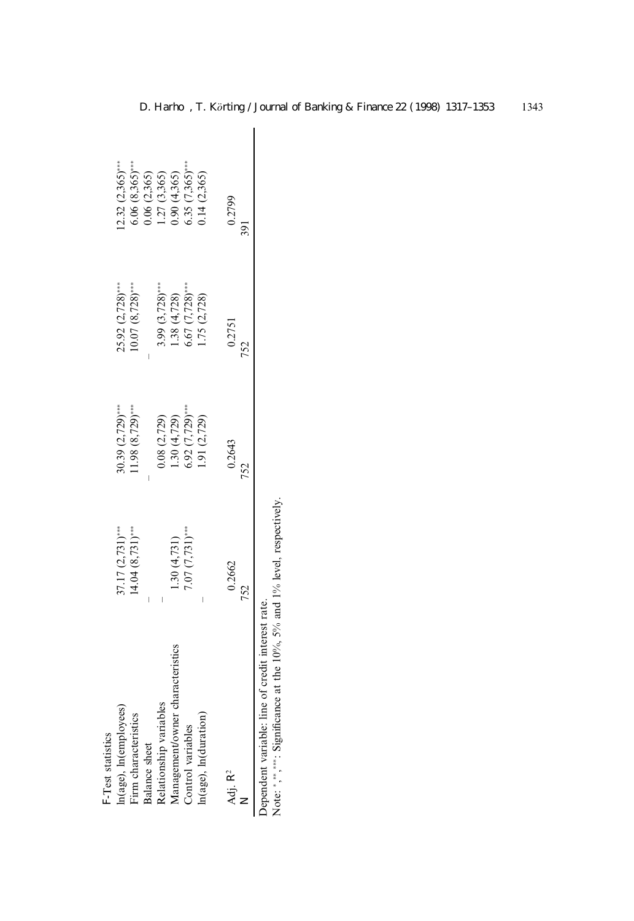| F-Test statistics | | | | |
|---|---|---|---|---|
| ln(age), ln(employees) | 37.17 (2,731)*** | 30.39 (2,729)*** | 25.92 (2,728)*** | 12.32 (2,365)*** |
| Firm characteristics | 14.04 (8,731)*** | 11.98 (8,729)*** | 10.07 (8,728)*** | 6.06 (8,365)*** |
| Balance sheet | – | – | – | 0.06 (2,365) |
| Relationship variables | – | 0.08 (2,729) | 3.99 (3,728)*** | 1.27 (3,365) |
| Management/owner characteristics | 1.30 (4,731) | 1.30 (4,729) | 1.38 (4,728) | 0.90 (4,365) |
| Control variables | 7.07 (7,731)*** | 6.92 (7,729)*** | 6.67 (7,728)*** | 6.35 (7,365)*** |
| ln(age), ln(duration) | – | 1.91 (2,729) | 1.75 (2,728) | 0.14 (2,365) |
| Adj. $R^2$ | 0.2662 | 0.2643 | 0.2751 | 0.2799 |
| N | 752 | 752 | 752 | 391 |

Dependent variable: line of credit interest rate.

Note: *, **, ***: Significance at the 10%, 5% and 1% level, respectively.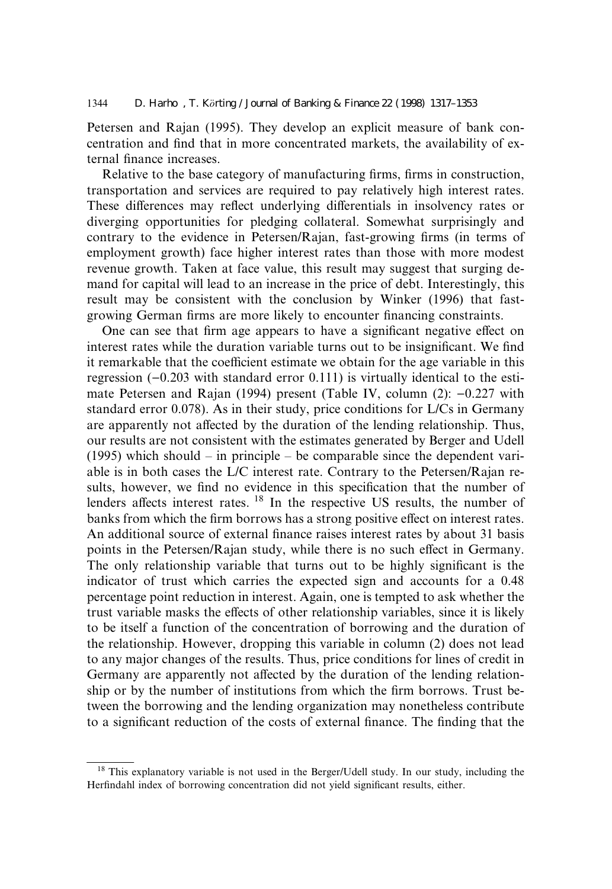Petersen and Rajan (1995). They develop an explicit measure of bank concentration and find that in more concentrated markets, the availability of external finance increases.

Relative to the base category of manufacturing firms, firms in construction, transportation and services are required to pay relatively high interest rates. These differences may reflect underlying differentials in insolvency rates or diverging opportunities for pledging collateral. Somewhat surprisingly and contrary to the evidence in Petersen/Rajan, fast-growing firms (in terms of employment growth) face higher interest rates than those with more modest revenue growth. Taken at face value, this result may suggest that surging demand for capital will lead to an increase in the price of debt. Interestingly, this result may be consistent with the conclusion by Winker (1996) that fast-growing German firms are more likely to encounter financing constraints.

One can see that firm age appears to have a significant negative effect on interest rates while the duration variable turns out to be insignificant. We find it remarkable that the coefficient estimate we obtain for the age variable in this regression (−0.203 with standard error 0.111) is virtually identical to the estimate Petersen and Rajan (1994) present (Table IV, column (2): −0.227 with standard error 0.078). As in their study, price conditions for L/Cs in Germany are apparently not affected by the duration of the lending relationship. Thus, our results are not consistent with the estimates generated by Berger and Udell (1995) which should – in principle – be comparable since the dependent variable is in both cases the L/C interest rate. Contrary to the Petersen/Rajan results, however, we find no evidence in this specification that the number of lenders affects interest rates. [18] In the respective US results, the number of banks from which the firm borrows has a strong positive effect on interest rates. An additional source of external finance raises interest rates by about 31 basis points in the Petersen/Rajan study, while there is no such effect in Germany. The only relationship variable that turns out to be highly significant is the indicator of trust which carries the expected sign and accounts for a 0.48 percentage point reduction in interest. Again, one is tempted to ask whether the trust variable masks the effects of other relationship variables, since it is likely to be itself a function of the concentration of borrowing and the duration of the relationship. However, dropping this variable in column (2) does not lead to any major changes of the results. Thus, price conditions for lines of credit in Germany are apparently not affected by the duration of the lending relationship or by the number of institutions from which the firm borrows. Trust between the borrowing and the lending organization may nonetheless contribute to a significant reduction of the costs of external finance. The finding that the

[18] This explanatory variable is not used in the Berger/Udell study. In our study, including the Herfindahl index of borrowing concentration did not yield significant results, either.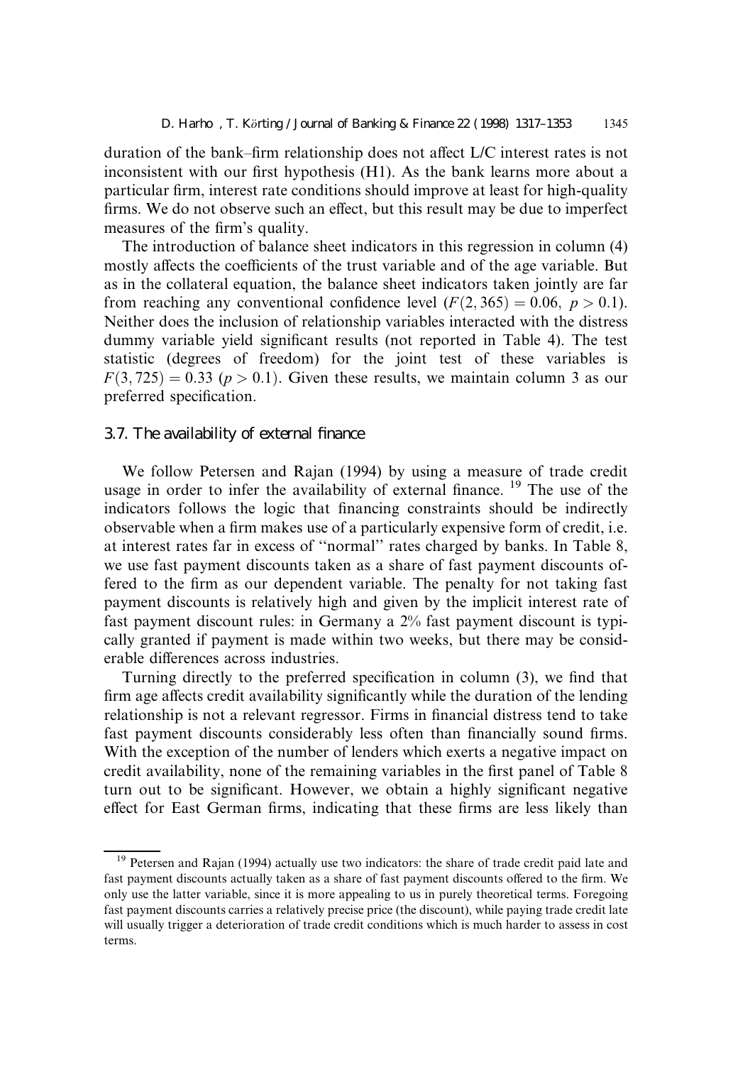duration of the bank–firm relationship does not affect L/C interest rates is not inconsistent with our first hypothesis (H1). As the bank learns more about a particular firm, interest rate conditions should improve at least for high-quality firms. We do not observe such an effect, but this result may be due to imperfect measures of the firm's quality.

The introduction of balance sheet indicators in this regression in column (4) mostly affects the coefficients of the trust variable and of the age variable. But as in the collateral equation, the balance sheet indicators taken jointly are far from reaching any conventional confidence level ($F(2, 365) = 0.06,\ p > 0.1$). Neither does the inclusion of relationship variables interacted with the distress dummy variable yield significant results (not reported in Table 4). The test statistic (degrees of freedom) for the joint test of these variables is $F(3, 725) = 0.33$ ($p > 0.1$). Given these results, we maintain column 3 as our preferred specification.

### 3.7. The availability of external finance

We follow Petersen and Rajan (1994) by using a measure of trade credit usage in order to infer the availability of external finance. [19] The use of the indicators follows the logic that financing constraints should be indirectly observable when a firm makes use of a particularly expensive form of credit, i.e. at interest rates far in excess of "normal" rates charged by banks. In Table 8, we use fast payment discounts taken as a share of fast payment discounts offered to the firm as our dependent variable. The penalty for not taking fast payment discounts is relatively high and given by the implicit interest rate of fast payment discount rules: in Germany a 2% fast payment discount is typically granted if payment is made within two weeks, but there may be considerable differences across industries.

Turning directly to the preferred specification in column (3), we find that firm age affects credit availability significantly while the duration of the lending relationship is not a relevant regressor. Firms in financial distress tend to take fast payment discounts considerably less often than financially sound firms. With the exception of the number of lenders which exerts a negative impact on credit availability, none of the remaining variables in the first panel of Table 8 turn out to be significant. However, we obtain a highly significant negative effect for East German firms, indicating that these firms are less likely than

---

[19] Petersen and Rajan (1994) actually use two indicators: the share of trade credit paid late and fast payment discounts actually taken as a share of fast payment discounts offered to the firm. We only use the latter variable, since it is more appealing to us in purely theoretical terms. Foregoing fast payment discounts carries a relatively precise price (the discount), while paying trade credit late will usually trigger a deterioration of trade credit conditions which is much harder to assess in cost terms.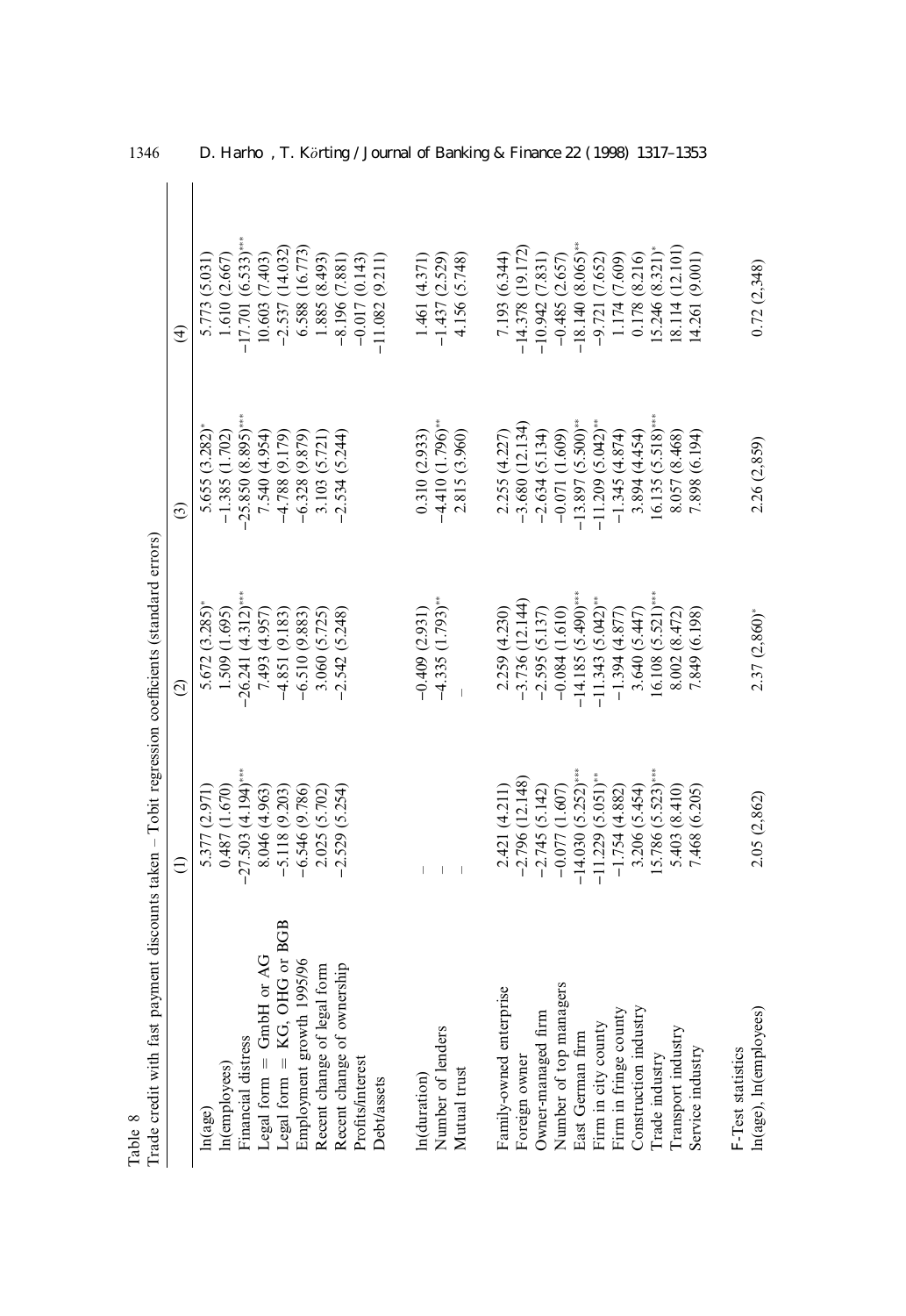Table 8
Trade credit with fast payment discounts taken – Tobit regression coefficients (standard errors)

| | (1) | (2) | (3) | (4) |
|---|---|---|---|---|
| ln(age) | 5.377 (2.971) | 5.672 (3.285)* | 5.655 (3.282)* | 5.773 (5.031) |
| ln(employees) | 0.487 (1.670) | 1.509 (1.695) | −1.385 (1.702) | 1.610 (2.667) |
| Financial distress | −27.503 (4.194)*** | −26.241 (4.312)*** | −25.850 (8.895)*** | −17.701 (6.533)*** |
| Legal form = GmbH or AG | 8.046 (4.963) | 7.493 (4.957) | 7.540 (4.954) | 10.603 (7.403) |
| Legal form = KG, OHG or BGB | −5.118 (9.203) | −4.851 (9.183) | −4.788 (9.179) | −2.537 (14.032) |
| Employment growth 1995/96 | −6.546 (9.786) | −6.510 (9.883) | −6.328 (9.879) | 6.588 (16.773) |
| Recent change of legal form | 2.025 (5.702) | 3.060 (5.725) | 3.103 (5.721) | 1.885 (8.493) |
| Recent change of ownership | −2.529 (5.254) | −2.542 (5.248) | −2.534 (5.244) | −8.196 (7.881) |
| Profits/interest | | | | −0.017 (0.143) |
| Debt/assets | | | | −11.082 (9.211) |
| ln(duration) | – | −0.409 (2.931) | 0.310 (2.933) | 1.461 (4.371) |
| Number of lenders | – | −4.335 (1.793)** | −4.410 (1.796)** | −1.437 (2.529) |
| Mutual trust | – | – | 2.815 (3.960) | 4.156 (5.748) |
| Family-owned enterprise | 2.421 (4.211) | 2.259 (4.230) | 2.255 (4.227) | 7.193 (6.344) |
| Foreign owner | −2.796 (12.148) | −3.736 (12.144) | −3.680 (12.134) | −14.378 (19.172) |
| Owner-managed firm | −2.745 (5.142) | −2.595 (5.137) | −2.634 (5.134) | −10.942 (7.831) |
| Number of top managers | −0.077 (1.607) | −0.084 (1.610) | −0.071 (1.609) | −0.485 (2.657) |
| East German firm | −14.030 (5.252)*** | −14.185 (5.490)*** | −13.897 (5.500)** | −18.140 (8.065)** |
| Firm in city county | −11.229 (5.051)** | −11.343 (5.042)** | −11.209 (5.042)** | −9.721 (7.652) |
| Firm in fringe county | −1.754 (4.882) | −1.394 (4.877) | −1.345 (4.874) | 1.174 (7.609) |
| Construction industry | 3.206 (5.454) | 3.640 (5.447) | 3.894 (4.454) | 0.178 (8.216) |
| Trade industry | 15.786 (5.523)*** | 16.108 (5.521)*** | 16.135 (5.518)*** | 15.246 (8.321)* |
| Transport industry | 5.403 (8.410) | 8.002 (8.472) | 8.057 (8.468) | 18.114 (12.101) |
| Service industry | 7.468 (6.205) | 7.849 (6.198) | 7.898 (6.194) | 14.261 (9.001) |
| F-Test statistics | | | | |
| ln(age), ln(employees) | 2.05 (2,862) | 2.37 (2,860)* | 2.26 (2,859) | 0.72 (2,348) |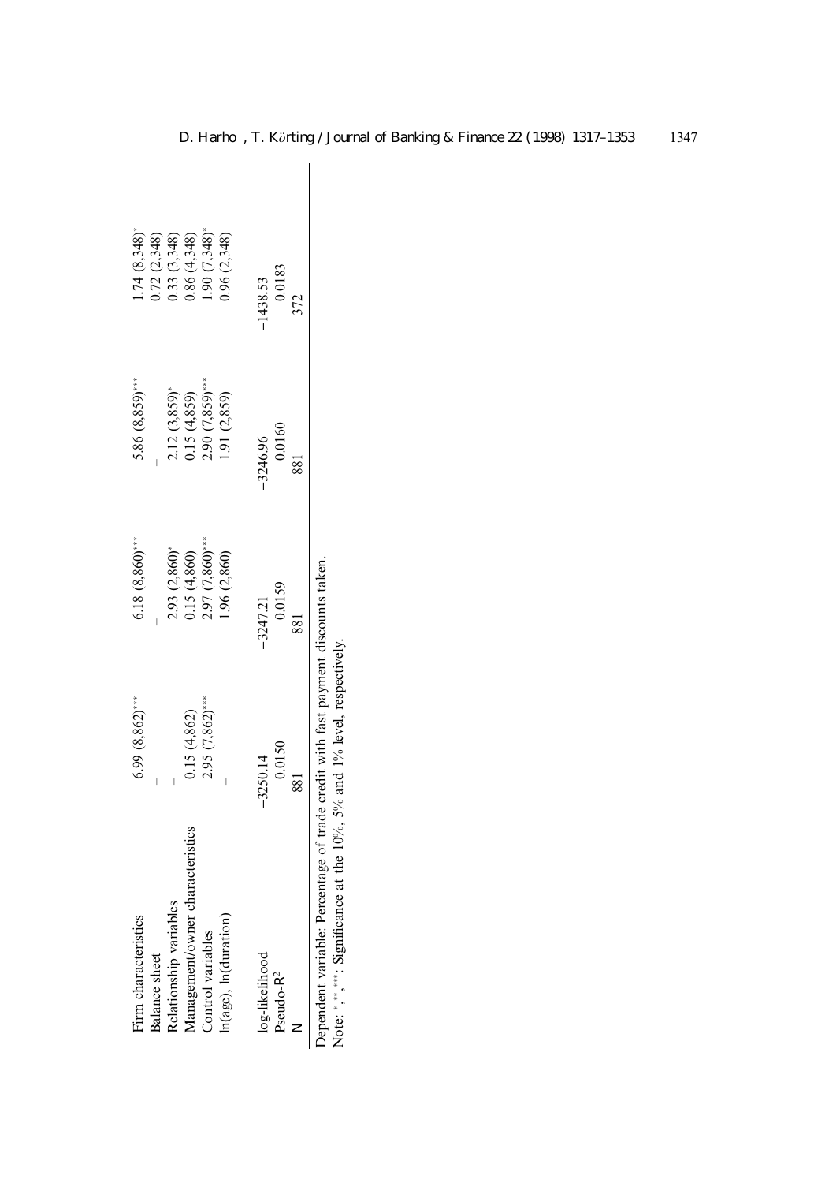| | | | | |
|---|---|---|---|---|
| Firm characteristics | 6.99 (8,862)*** | 6.18 (8,860)*** | 5.86 (8,859)*** | 1.74 (8,348)* |
| Balance sheet | – | – | – | 0.72 (2,348) |
| Relationship variables | – | 2.93 (2,860)* | 2.12 (3,859)* | 0.33 (3,348) |
| Management/owner characteristics | 0.15 (4,862) | 0.15 (4,860) | 0.15 (4,859) | 0.86 (4,348) |
| Control variables | 2.95 (7,862)*** | 2.97 (7,860)*** | 2.90 (7,859)*** | 1.90 (7,348)* |
| ln(age), ln(duration) | – | 1.96 (2,860) | 1.91 (2,859) | 0.96 (2,348) |
| log-likelihood | −3250.14 | −3247.21 | −3246.96 | −1438.53 |
| Pseudo-$R^2$ | 0.0150 | 0.0159 | 0.0160 | 0.0183 |
| N | 881 | 881 | 881 | 372 |

Dependent variable: Percentage of trade credit with fast payment discounts taken.

Note: *, **, ***: Significance at the 10%, 5% and 1% level, respectively.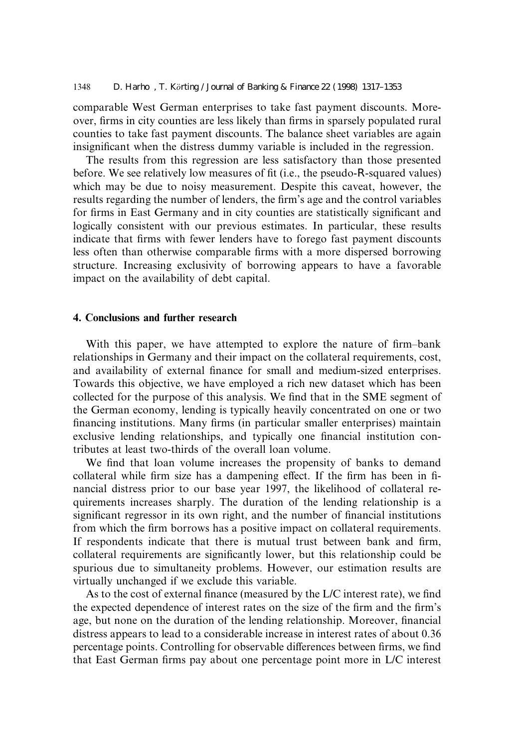comparable West German enterprises to take fast payment discounts. Moreover, firms in city counties are less likely than firms in sparsely populated rural counties to take fast payment discounts. The balance sheet variables are again insignificant when the distress dummy variable is included in the regression.

The results from this regression are less satisfactory than those presented before. We see relatively low measures of fit (i.e., the pseudo-$R$-squared values) which may be due to noisy measurement. Despite this caveat, however, the results regarding the number of lenders, the firm's age and the control variables for firms in East Germany and in city counties are statistically significant and logically consistent with our previous estimates. In particular, these results indicate that firms with fewer lenders have to forego fast payment discounts less often than otherwise comparable firms with a more dispersed borrowing structure. Increasing exclusivity of borrowing appears to have a favorable impact on the availability of debt capital.

## 4. Conclusions and further research

With this paper, we have attempted to explore the nature of firm–bank relationships in Germany and their impact on the collateral requirements, cost, and availability of external finance for small and medium-sized enterprises. Towards this objective, we have employed a rich new dataset which has been collected for the purpose of this analysis. We find that in the SME segment of the German economy, lending is typically heavily concentrated on one or two financing institutions. Many firms (in particular smaller enterprises) maintain exclusive lending relationships, and typically one financial institution contributes at least two-thirds of the overall loan volume.

We find that loan volume increases the propensity of banks to demand collateral while firm size has a dampening effect. If the firm has been in financial distress prior to our base year 1997, the likelihood of collateral requirements increases sharply. The duration of the lending relationship is a significant regressor in its own right, and the number of financial institutions from which the firm borrows has a positive impact on collateral requirements. If respondents indicate that there is mutual trust between bank and firm, collateral requirements are significantly lower, but this relationship could be spurious due to simultaneity problems. However, our estimation results are virtually unchanged if we exclude this variable.

As to the cost of external finance (measured by the L/C interest rate), we find the expected dependence of interest rates on the size of the firm and the firm's age, but none on the duration of the lending relationship. Moreover, financial distress appears to lead to a considerable increase in interest rates of about 0.36 percentage points. Controlling for observable differences between firms, we find that East German firms pay about one percentage point more in L/C interest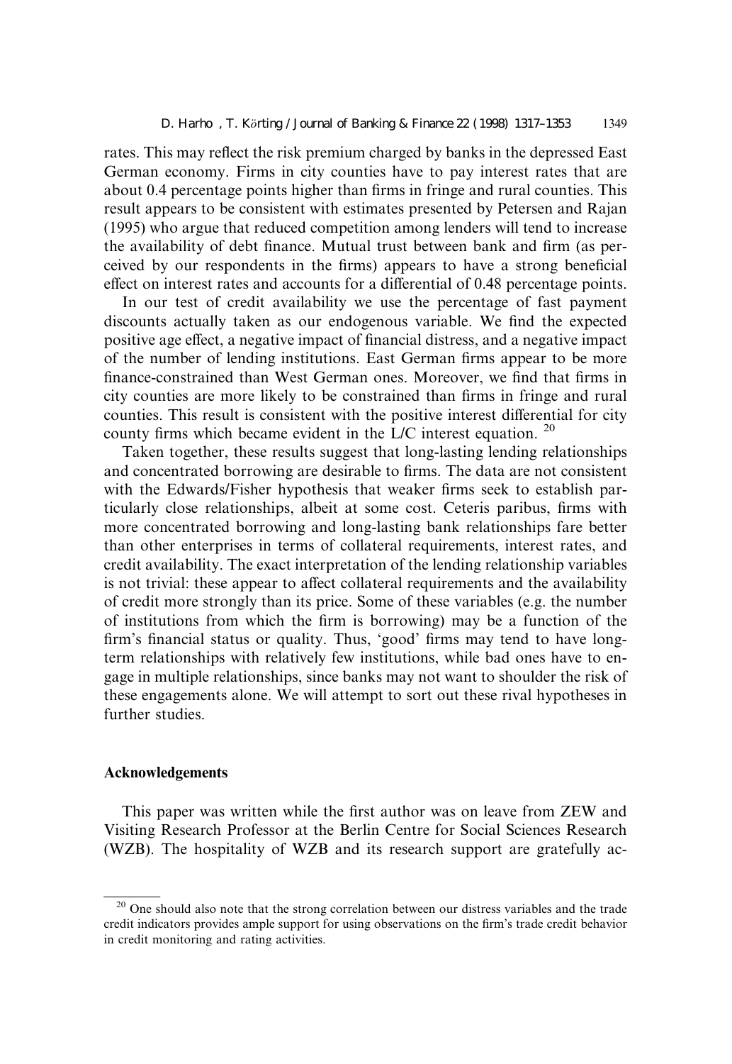rates. This may reflect the risk premium charged by banks in the depressed East German economy. Firms in city counties have to pay interest rates that are about 0.4 percentage points higher than firms in fringe and rural counties. This result appears to be consistent with estimates presented by Petersen and Rajan (1995) who argue that reduced competition among lenders will tend to increase the availability of debt finance. Mutual trust between bank and firm (as perceived by our respondents in the firms) appears to have a strong beneficial effect on interest rates and accounts for a differential of 0.48 percentage points.

In our test of credit availability we use the percentage of fast payment discounts actually taken as our endogenous variable. We find the expected positive age effect, a negative impact of financial distress, and a negative impact of the number of lending institutions. East German firms appear to be more finance-constrained than West German ones. Moreover, we find that firms in city counties are more likely to be constrained than firms in fringe and rural counties. This result is consistent with the positive interest differential for city county firms which became evident in the L/C interest equation. [20]

Taken together, these results suggest that long-lasting lending relationships and concentrated borrowing are desirable to firms. The data are not consistent with the Edwards/Fisher hypothesis that weaker firms seek to establish particularly close relationships, albeit at some cost. Ceteris paribus, firms with more concentrated borrowing and long-lasting bank relationships fare better than other enterprises in terms of collateral requirements, interest rates, and credit availability. The exact interpretation of the lending relationship variables is not trivial: these appear to affect collateral requirements and the availability of credit more strongly than its price. Some of these variables (e.g. the number of institutions from which the firm is borrowing) may be a function of the firm's financial status or quality. Thus, 'good' firms may tend to have long-term relationships with relatively few institutions, while bad ones have to engage in multiple relationships, since banks may not want to shoulder the risk of these engagements alone. We will attempt to sort out these rival hypotheses in further studies.

## Acknowledgements

This paper was written while the first author was on leave from ZEW and Visiting Research Professor at the Berlin Centre for Social Sciences Research (WZB). The hospitality of WZB and its research support are gratefully ac-

[20] One should also note that the strong correlation between our distress variables and the trade credit indicators provides ample support for using observations on the firm's trade credit behavior in credit monitoring and rating activities.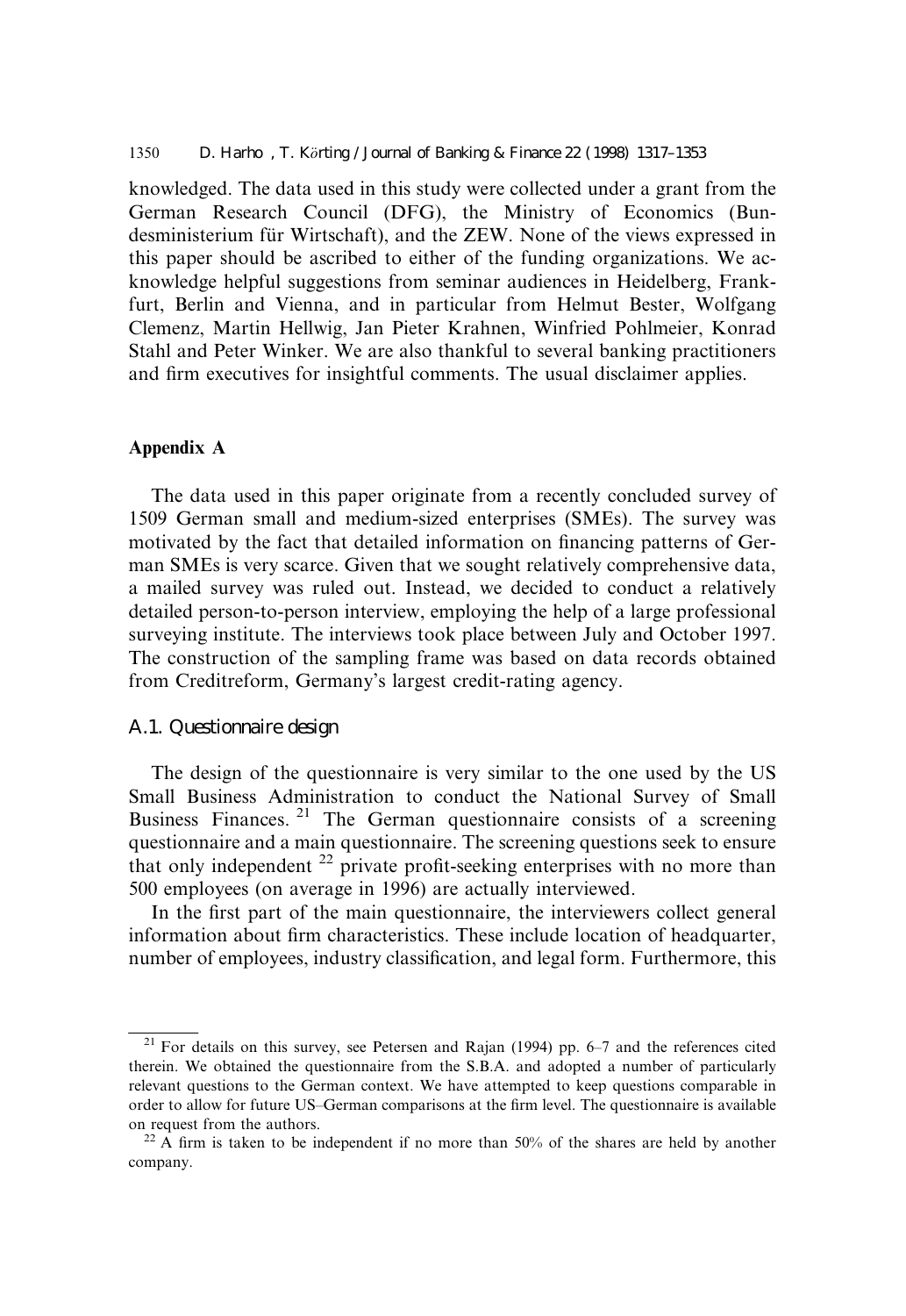knowledged. The data used in this study were collected under a grant from the German Research Council (DFG), the Ministry of Economics (Bundesministerium für Wirtschaft), and the ZEW. None of the views expressed in this paper should be ascribed to either of the funding organizations. We acknowledge helpful suggestions from seminar audiences in Heidelberg, Frankfurt, Berlin and Vienna, and in particular from Helmut Bester, Wolfgang Clemenz, Martin Hellwig, Jan Pieter Krahnen, Winfried Pohlmeier, Konrad Stahl and Peter Winker. We are also thankful to several banking practitioners and firm executives for insightful comments. The usual disclaimer applies.

## Appendix A

The data used in this paper originate from a recently concluded survey of 1509 German small and medium-sized enterprises (SMEs). The survey was motivated by the fact that detailed information on financing patterns of German SMEs is very scarce. Given that we sought relatively comprehensive data, a mailed survey was ruled out. Instead, we decided to conduct a relatively detailed person-to-person interview, employing the help of a large professional surveying institute. The interviews took place between July and October 1997. The construction of the sampling frame was based on data records obtained from Creditreform, Germany's largest credit-rating agency.

### A.1. Questionnaire design

The design of the questionnaire is very similar to the one used by the US Small Business Administration to conduct the National Survey of Small Business Finances. [21] The German questionnaire consists of a screening questionnaire and a main questionnaire. The screening questions seek to ensure that only independent [22] private profit-seeking enterprises with no more than 500 employees (on average in 1996) are actually interviewed.

In the first part of the main questionnaire, the interviewers collect general information about firm characteristics. These include location of headquarter, number of employees, industry classification, and legal form. Furthermore, this

[21] For details on this survey, see Petersen and Rajan (1994) pp. 6–7 and the references cited therein. We obtained the questionnaire from the S.B.A. and adopted a number of particularly relevant questions to the German context. We have attempted to keep questions comparable in order to allow for future US–German comparisons at the firm level. The questionnaire is available on request from the authors.

[22] A firm is taken to be independent if no more than 50% of the shares are held by another company.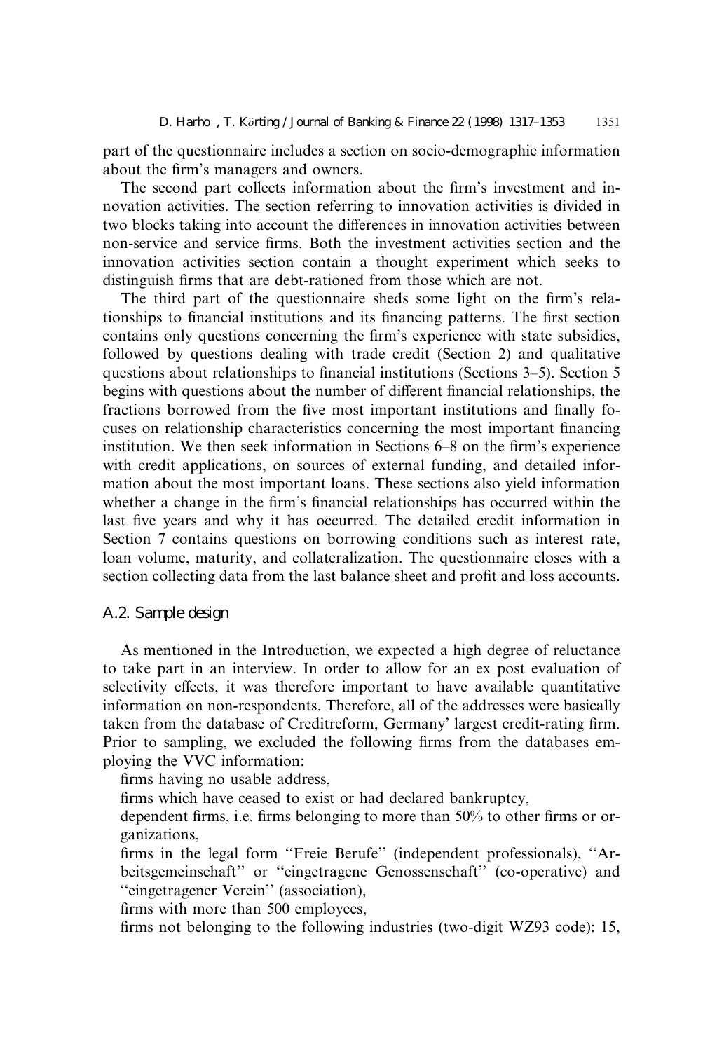part of the questionnaire includes a section on socio-demographic information about the firm's managers and owners.

The second part collects information about the firm's investment and innovation activities. The section referring to innovation activities is divided in two blocks taking into account the differences in innovation activities between non-service and service firms. Both the investment activities section and the innovation activities section contain a thought experiment which seeks to distinguish firms that are debt-rationed from those which are not.

The third part of the questionnaire sheds some light on the firm's relationships to financial institutions and its financing patterns. The first section contains only questions concerning the firm's experience with state subsidies, followed by questions dealing with trade credit (Section 2) and qualitative questions about relationships to financial institutions (Sections 3–5). Section 5 begins with questions about the number of different financial relationships, the fractions borrowed from the five most important institutions and finally focuses on relationship characteristics concerning the most important financing institution. We then seek information in Sections 6–8 on the firm's experience with credit applications, on sources of external funding, and detailed information about the most important loans. These sections also yield information whether a change in the firm's financial relationships has occurred within the last five years and why it has occurred. The detailed credit information in Section 7 contains questions on borrowing conditions such as interest rate, loan volume, maturity, and collateralization. The questionnaire closes with a section collecting data from the last balance sheet and profit and loss accounts.

### A.2. Sample design

As mentioned in the Introduction, we expected a high degree of reluctance to take part in an interview. In order to allow for an ex post evaluation of selectivity effects, it was therefore important to have available quantitative information on non-respondents. Therefore, all of the addresses were basically taken from the database of Creditreform, Germany' largest credit-rating firm. Prior to sampling, we excluded the following firms from the databases employing the VVC information:

- firms having no usable address,
- firms which have ceased to exist or had declared bankruptcy,
- dependent firms, i.e. firms belonging to more than 50% to other firms or organizations,
- firms in the legal form "Freie Berufe" (independent professionals), "Arbeitsgemeinschaft" or "eingetragene Genossenschaft" (co-operative) and "eingetragener Verein" (association),
- firms with more than 500 employees,
- firms not belonging to the following industries (two-digit WZ93 code): 15,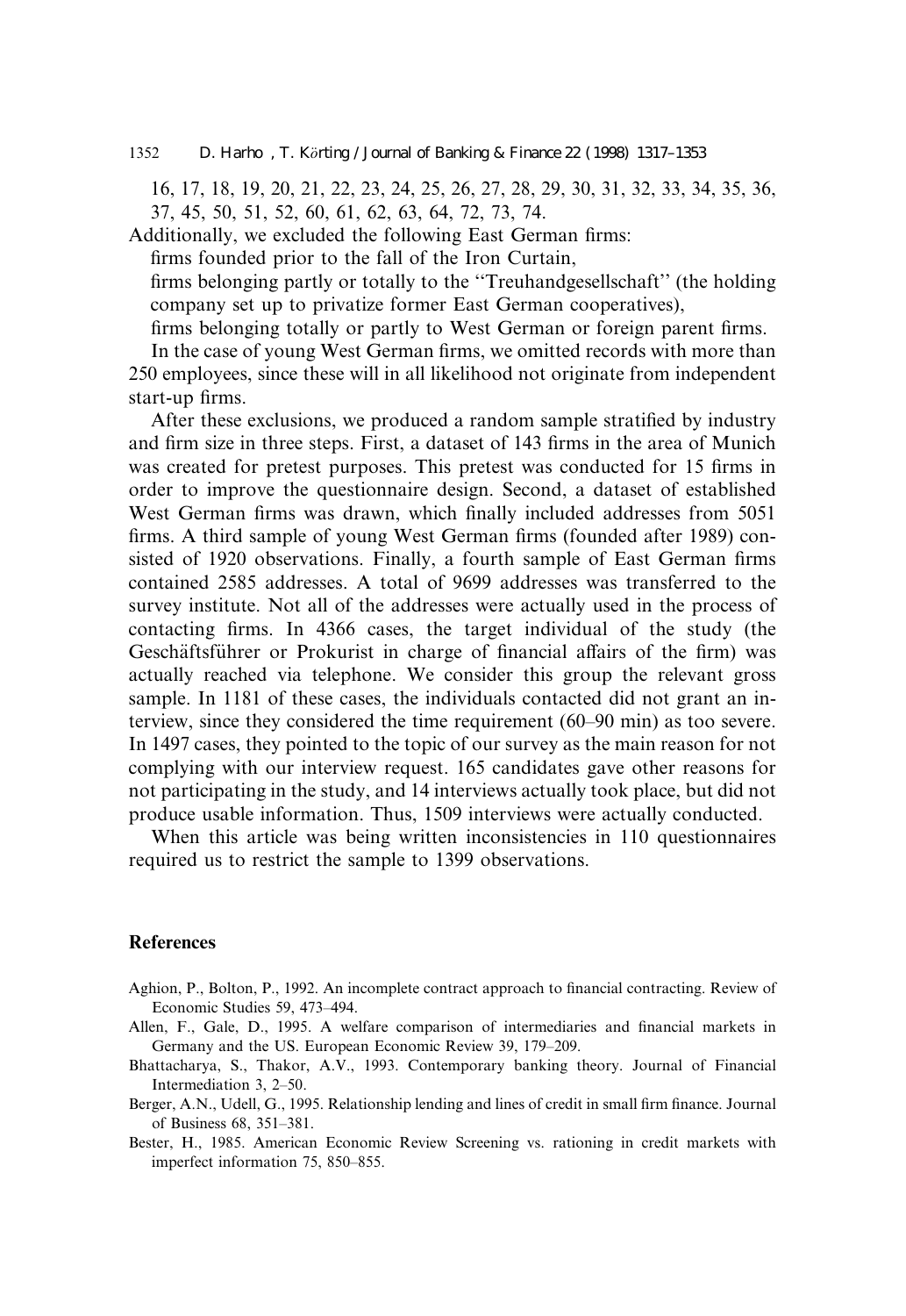16, 17, 18, 19, 20, 21, 22, 23, 24, 25, 26, 27, 28, 29, 30, 31, 32, 33, 34, 35, 36, 37, 45, 50, 51, 52, 60, 61, 62, 63, 64, 72, 73, 74.

Additionally, we excluded the following East German firms:

firms founded prior to the fall of the Iron Curtain,

firms belonging partly or totally to the "Treuhandgesellschaft" (the holding company set up to privatize former East German cooperatives),

firms belonging totally or partly to West German or foreign parent firms.

In the case of young West German firms, we omitted records with more than 250 employees, since these will in all likelihood not originate from independent start-up firms.

After these exclusions, we produced a random sample stratified by industry and firm size in three steps. First, a dataset of 143 firms in the area of Munich was created for pretest purposes. This pretest was conducted for 15 firms in order to improve the questionnaire design. Second, a dataset of established West German firms was drawn, which finally included addresses from 5051 firms. A third sample of young West German firms (founded after 1989) consisted of 1920 observations. Finally, a fourth sample of East German firms contained 2585 addresses. A total of 9699 addresses was transferred to the survey institute. Not all of the addresses were actually used in the process of contacting firms. In 4366 cases, the target individual of the study (the Geschäftsführer or Prokurist in charge of financial affairs of the firm) was actually reached via telephone. We consider this group the relevant gross sample. In 1181 of these cases, the individuals contacted did not grant an interview, since they considered the time requirement (60–90 min) as too severe. In 1497 cases, they pointed to the topic of our survey as the main reason for not complying with our interview request. 165 candidates gave other reasons for not participating in the study, and 14 interviews actually took place, but did not produce usable information. Thus, 1509 interviews were actually conducted.

When this article was being written inconsistencies in 110 questionnaires required us to restrict the sample to 1399 observations.

## References

Aghion, P., Bolton, P., 1992. An incomplete contract approach to financial contracting. Review of Economic Studies 59, 473–494.

Allen, F., Gale, D., 1995. A welfare comparison of intermediaries and financial markets in Germany and the US. European Economic Review 39, 179–209.

Bhattacharya, S., Thakor, A.V., 1993. Contemporary banking theory. Journal of Financial Intermediation 3, 2–50.

Berger, A.N., Udell, G., 1995. Relationship lending and lines of credit in small firm finance. Journal of Business 68, 351–381.

Bester, H., 1985. American Economic Review Screening vs. rationing in credit markets with imperfect information 75, 850–855.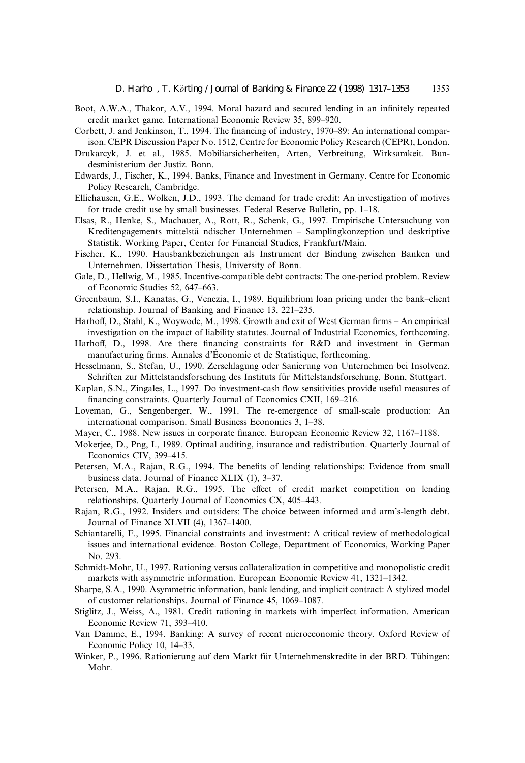Boot, A.W.A., Thakor, A.V., 1994. Moral hazard and secured lending in an infinitely repeated credit market game. International Economic Review 35, 899–920.

Corbett, J. and Jenkinson, T., 1994. The financing of industry, 1970–89: An international comparison. CEPR Discussion Paper No. 1512, Centre for Economic Policy Research (CEPR), London.

Drukarcyk, J. et al., 1985. Mobiliarsicherheiten, Arten, Verbreitung, Wirksamkeit. Bundesministerium der Justiz. Bonn.

Edwards, J., Fischer, K., 1994. Banks, Finance and Investment in Germany. Centre for Economic Policy Research, Cambridge.

Elliehausen, G.E., Wolken, J.D., 1993. The demand for trade credit: An investigation of motives for trade credit use by small businesses. Federal Reserve Bulletin, pp. 1–18.

Elsas, R., Henke, S., Machauer, A., Rott, R., Schenk, G., 1997. Empirische Untersuchung von Kreditengagements mittelständischer Unternehmen – Samplingkonzeption und deskriptive Statistik. Working Paper, Center for Financial Studies, Frankfurt/Main.

Fischer, K., 1990. Hausbankbeziehungen als Instrument der Bindung zwischen Banken und Unternehmen. Dissertation Thesis, University of Bonn.

Gale, D., Hellwig, M., 1985. Incentive-compatible debt contracts: The one-period problem. Review of Economic Studies 52, 647–663.

Greenbaum, S.I., Kanatas, G., Venezia, I., 1989. Equilibrium loan pricing under the bank–client relationship. Journal of Banking and Finance 13, 221–235.

Harhoff, D., Stahl, K., Woywode, M., 1998. Growth and exit of West German firms – An empirical investigation on the impact of liability statutes. Journal of Industrial Economics, forthcoming.

Harhoff, D., 1998. Are there financing constraints for R&D and investment in German manufacturing firms. Annales d'Économie et de Statistique, forthcoming.

Hesselmann, S., Stefan, U., 1990. Zerschlagung oder Sanierung von Unternehmen bei Insolvenz. Schriften zur Mittelstandsforschung des Instituts für Mittelstandsforschung, Bonn, Stuttgart.

Kaplan, S.N., Zingales, L., 1997. Do investment-cash flow sensitivities provide useful measures of financing constraints. Quarterly Journal of Economics CXII, 169–216.

Loveman, G., Sengenberger, W., 1991. The re-emergence of small-scale production: An international comparison. Small Business Economics 3, 1–38.

Mayer, C., 1988. New issues in corporate finance. European Economic Review 32, 1167–1188.

Mokerjee, D., Png, I., 1989. Optimal auditing, insurance and redistribution. Quarterly Journal of Economics CIV, 399–415.

Petersen, M.A., Rajan, R.G., 1994. The benefits of lending relationships: Evidence from small business data. Journal of Finance XLIX (1), 3–37.

Petersen, M.A., Rajan, R.G., 1995. The effect of credit market competition on lending relationships. Quarterly Journal of Economics CX, 405–443.

Rajan, R.G., 1992. Insiders and outsiders: The choice between informed and arm's-length debt. Journal of Finance XLVII (4), 1367–1400.

Schiantarelli, F., 1995. Financial constraints and investment: A critical review of methodological issues and international evidence. Boston College, Department of Economics, Working Paper No. 293.

Schmidt-Mohr, U., 1997. Rationing versus collateralization in competitive and monopolistic credit markets with asymmetric information. European Economic Review 41, 1321–1342.

Sharpe, S.A., 1990. Asymmetric information, bank lending, and implicit contract: A stylized model of customer relationships. Journal of Finance 45, 1069–1087.

Stiglitz, J., Weiss, A., 1981. Credit rationing in markets with imperfect information. American Economic Review 71, 393–410.

Van Damme, E., 1994. Banking: A survey of recent microeconomic theory. Oxford Review of Economic Policy 10, 14–33.

Winker, P., 1996. Rationierung auf dem Markt für Unternehmenskredite in der BRD. Tübingen: Mohr.